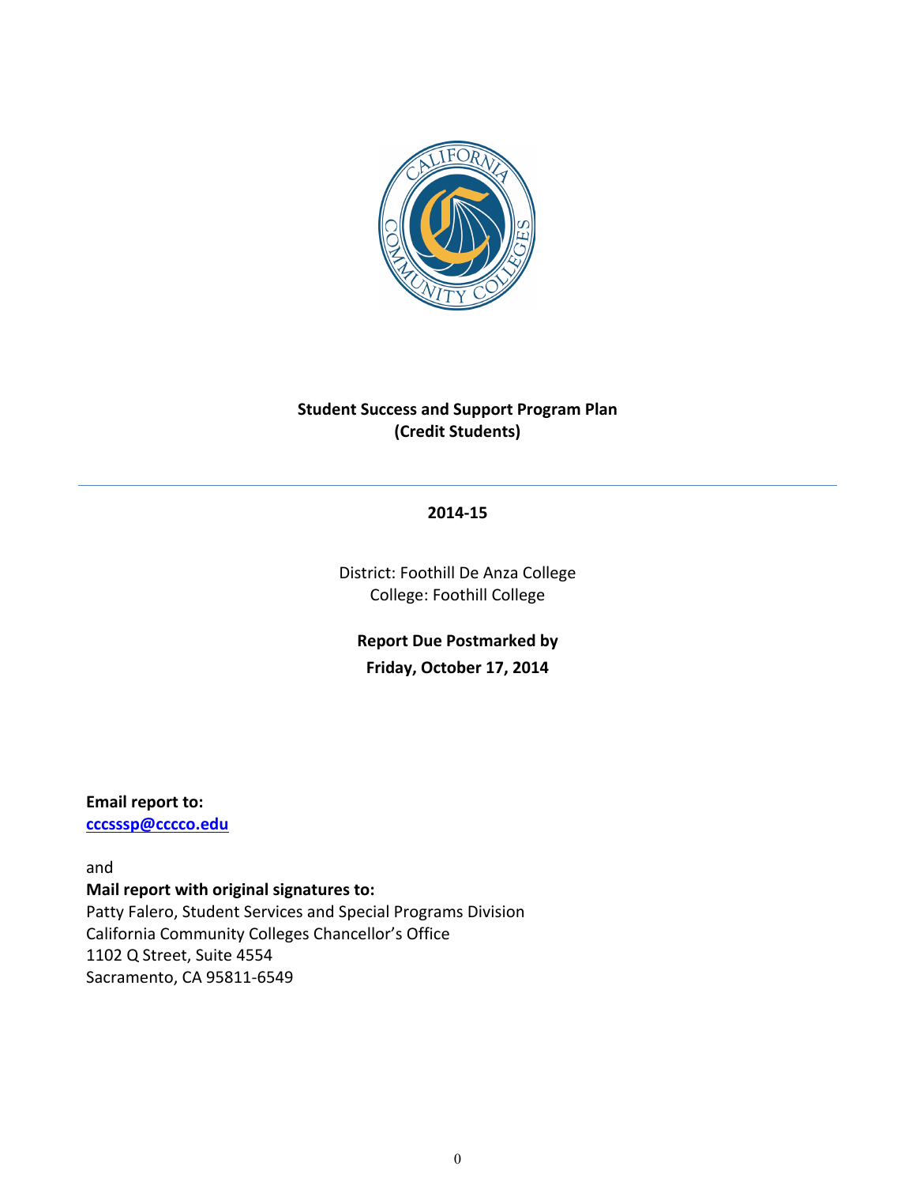**Student Success and Support Program Plan**
**(Credit Students)**

---

**2014-15**

District: Foothill De Anza College
College: Foothill College

**Report Due Postmarked by**
**Friday, October 17, 2014**

**Email report to:**
**cccsssp@cccco.edu**

and

**Mail report with original signatures to:**
Patty Falero, Student Services and Special Programs Division
California Community Colleges Chancellor's Office
1102 Q Street, Suite 4554
Sacramento, CA 95811-6549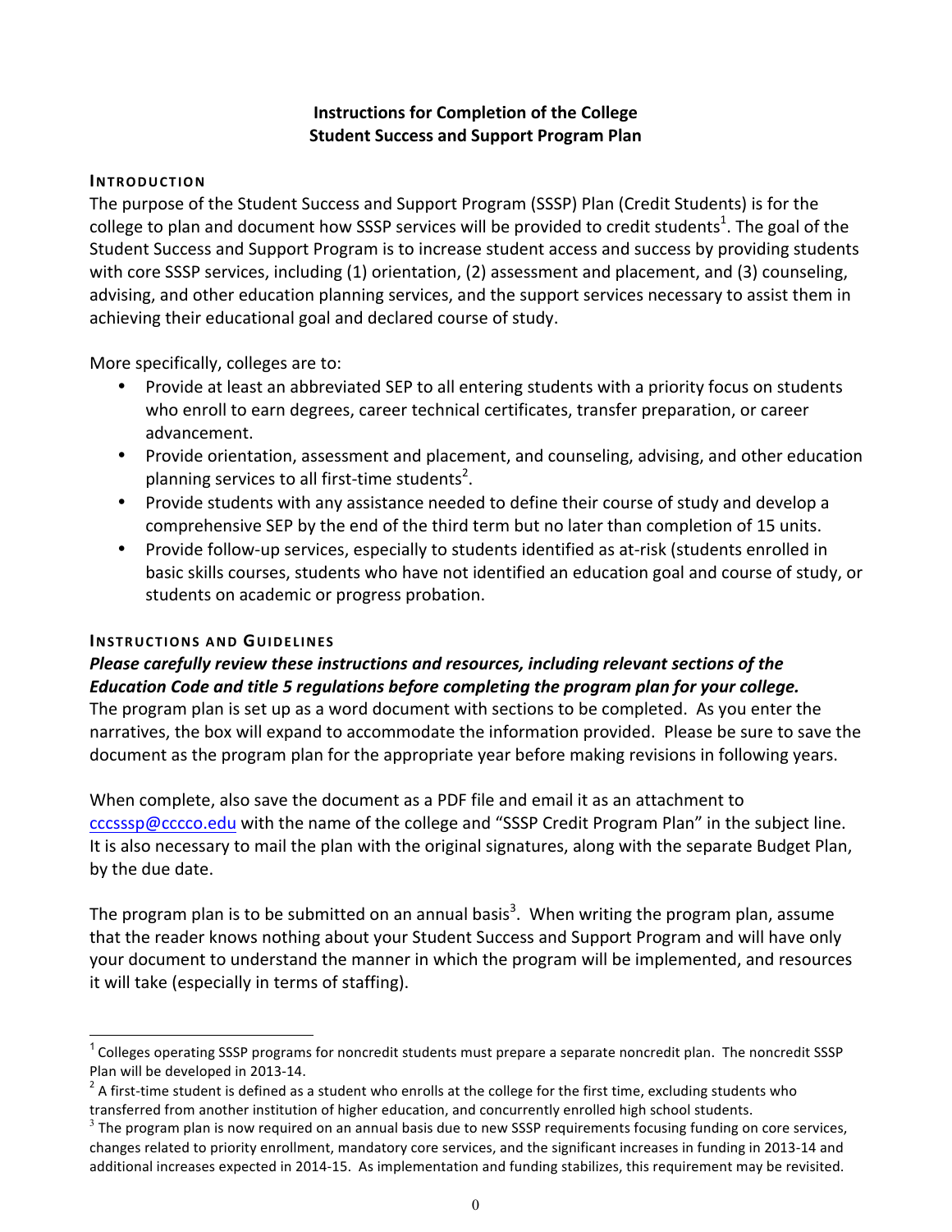# Instructions for Completion of the College Student Success and Support Program Plan

## INTRODUCTION

The purpose of the Student Success and Support Program (SSSP) Plan (Credit Students) is for the college to plan and document how SSSP services will be provided to credit students[1]. The goal of the Student Success and Support Program is to increase student access and success by providing students with core SSSP services, including (1) orientation, (2) assessment and placement, and (3) counseling, advising, and other education planning services, and the support services necessary to assist them in achieving their educational goal and declared course of study.

More specifically, colleges are to:

- Provide at least an abbreviated SEP to all entering students with a priority focus on students who enroll to earn degrees, career technical certificates, transfer preparation, or career advancement.
- Provide orientation, assessment and placement, and counseling, advising, and other education planning services to all first-time students[2].
- Provide students with any assistance needed to define their course of study and develop a comprehensive SEP by the end of the third term but no later than completion of 15 units.
- Provide follow-up services, especially to students identified as at-risk (students enrolled in basic skills courses, students who have not identified an education goal and course of study, or students on academic or progress probation.

## INSTRUCTIONS AND GUIDELINES

***Please carefully review these instructions and resources, including relevant sections of the Education Code and title 5 regulations before completing the program plan for your college.*** The program plan is set up as a word document with sections to be completed. As you enter the narratives, the box will expand to accommodate the information provided. Please be sure to save the document as the program plan for the appropriate year before making revisions in following years.

When complete, also save the document as a PDF file and email it as an attachment to cccsssp@cccco.edu with the name of the college and "SSSP Credit Program Plan" in the subject line. It is also necessary to mail the plan with the original signatures, along with the separate Budget Plan, by the due date.

The program plan is to be submitted on an annual basis[3]. When writing the program plan, assume that the reader knows nothing about your Student Success and Support Program and will have only your document to understand the manner in which the program will be implemented, and resources it will take (especially in terms of staffing).

---

[1] Colleges operating SSSP programs for noncredit students must prepare a separate noncredit plan. The noncredit SSSP Plan will be developed in 2013-14.

[2] A first-time student is defined as a student who enrolls at the college for the first time, excluding students who transferred from another institution of higher education, and concurrently enrolled high school students.

[3] The program plan is now required on an annual basis due to new SSSP requirements focusing funding on core services, changes related to priority enrollment, mandatory core services, and the significant increases in funding in 2013-14 and additional increases expected in 2014-15. As implementation and funding stabilizes, this requirement may be revisited.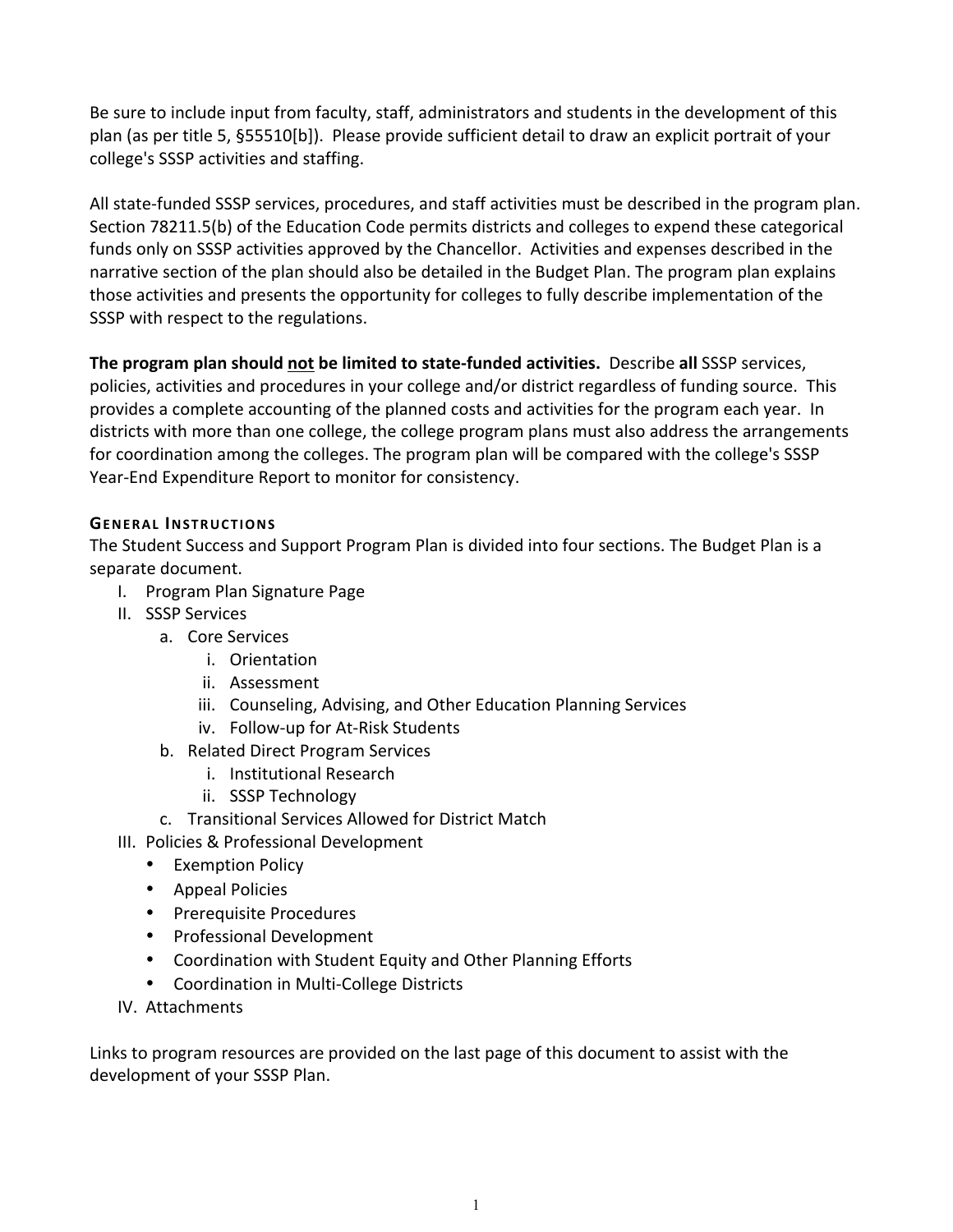Be sure to include input from faculty, staff, administrators and students in the development of this plan (as per title 5, §55510[b]). Please provide sufficient detail to draw an explicit portrait of your college's SSSP activities and staffing.

All state-funded SSSP services, procedures, and staff activities must be described in the program plan. Section 78211.5(b) of the Education Code permits districts and colleges to expend these categorical funds only on SSSP activities approved by the Chancellor. Activities and expenses described in the narrative section of the plan should also be detailed in the Budget Plan. The program plan explains those activities and presents the opportunity for colleges to fully describe implementation of the SSSP with respect to the regulations.

**The program plan should <u>not</u> be limited to state-funded activities.** Describe **all** SSSP services, policies, activities and procedures in your college and/or district regardless of funding source. This provides a complete accounting of the planned costs and activities for the program each year. In districts with more than one college, the college program plans must also address the arrangements for coordination among the colleges. The program plan will be compared with the college's SSSP Year-End Expenditure Report to monitor for consistency.

### General Instructions

The Student Success and Support Program Plan is divided into four sections. The Budget Plan is a separate document.

I. Program Plan Signature Page
II. SSSP Services
    a. Core Services
        i. Orientation
        ii. Assessment
        iii. Counseling, Advising, and Other Education Planning Services
        iv. Follow-up for At-Risk Students
    b. Related Direct Program Services
        i. Institutional Research
        ii. SSSP Technology
    c. Transitional Services Allowed for District Match
III. Policies & Professional Development
    - Exemption Policy
    - Appeal Policies
    - Prerequisite Procedures
    - Professional Development
    - Coordination with Student Equity and Other Planning Efforts
    - Coordination in Multi-College Districts
IV. Attachments

Links to program resources are provided on the last page of this document to assist with the development of your SSSP Plan.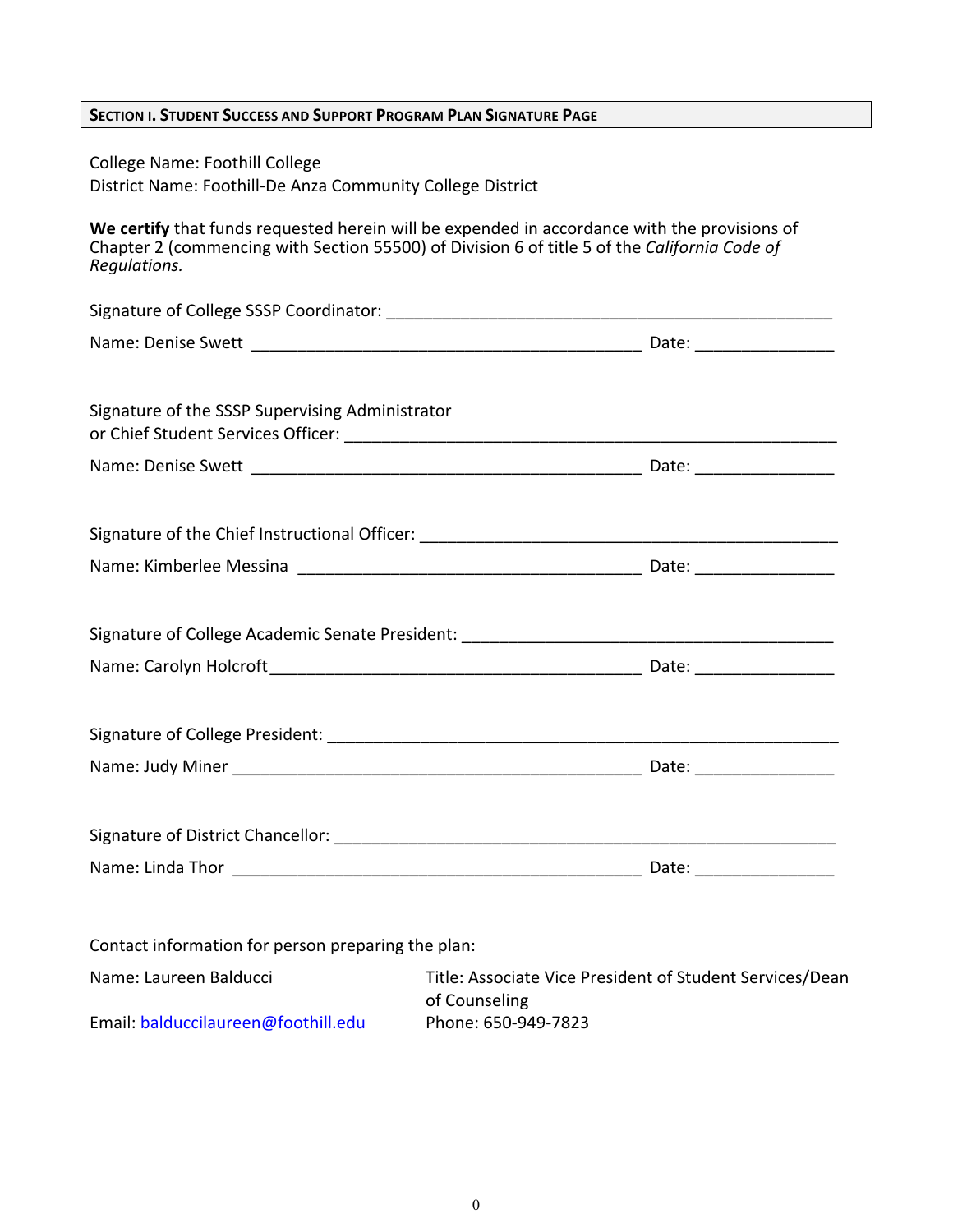## SECTION I. STUDENT SUCCESS AND SUPPORT PROGRAM PLAN SIGNATURE PAGE

College Name: Foothill College
District Name: Foothill-De Anza Community College District

**We certify** that funds requested herein will be expended in accordance with the provisions of Chapter 2 (commencing with Section 55500) of Division 6 of title 5 of the *California Code of Regulations.*

Signature of College SSSP Coordinator: ______________________________

Name: Denise Swett ______________________________ Date: ______________

Signature of the SSSP Supervising Administrator or Chief Student Services Officer: ______________________________

Name: Denise Swett ______________________________ Date: ______________

Signature of the Chief Instructional Officer: ______________________________

Name: Kimberlee Messina ______________________________ Date: ______________

Signature of College Academic Senate President: ______________________________

Name: Carolyn Holcroft ______________________________ Date: ______________

Signature of College President: ______________________________

Name: Judy Miner ______________________________ Date: ______________

Signature of District Chancellor: ______________________________

Name: Linda Thor ______________________________ Date: ______________

Contact information for person preparing the plan:

Name: Laureen Balducci

Title: Associate Vice President of Student Services/Dean of Counseling

Email: balduccilaureen@foothill.edu

Phone: 650-949-7823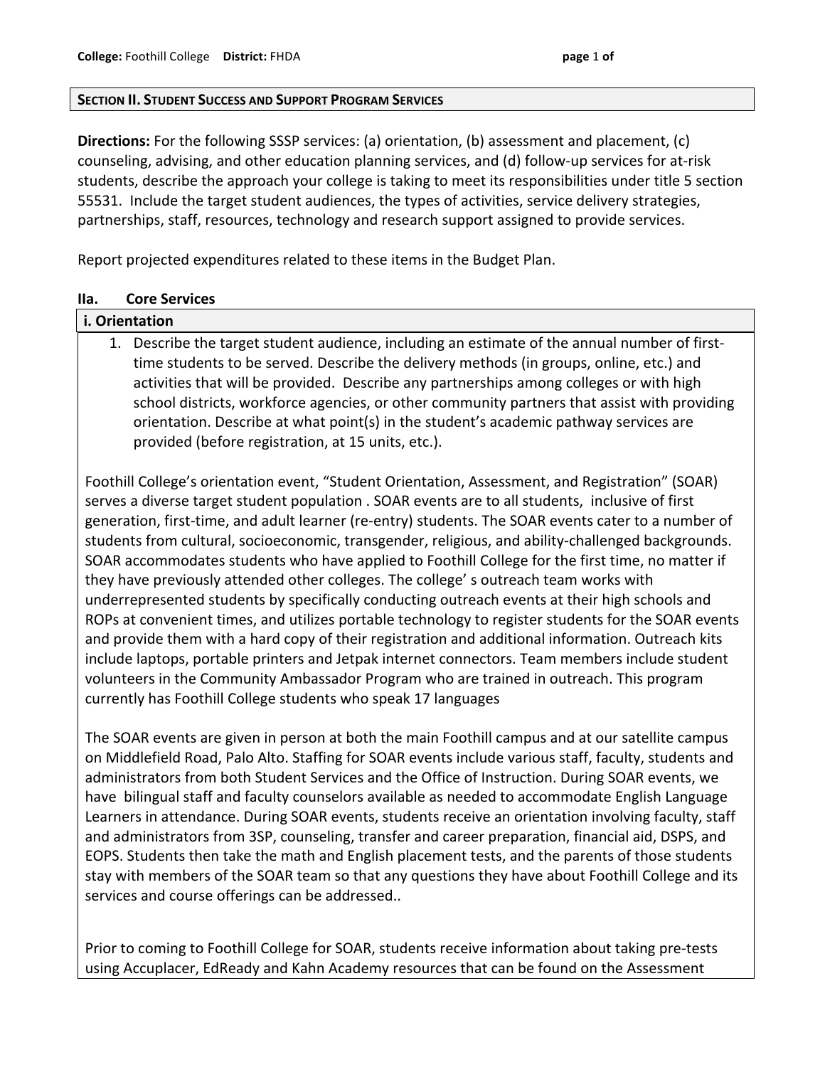## SECTION II. STUDENT SUCCESS AND SUPPORT PROGRAM SERVICES

**Directions:** For the following SSSP services: (a) orientation, (b) assessment and placement, (c) counseling, advising, and other education planning services, and (d) follow-up services for at-risk students, describe the approach your college is taking to meet its responsibilities under title 5 section 55531. Include the target student audiences, the types of activities, service delivery strategies, partnerships, staff, resources, technology and research support assigned to provide services.

Report projected expenditures related to these items in the Budget Plan.

### IIa. Core Services

#### i. Orientation

1. Describe the target student audience, including an estimate of the annual number of first-time students to be served. Describe the delivery methods (in groups, online, etc.) and activities that will be provided. Describe any partnerships among colleges or with high school districts, workforce agencies, or other community partners that assist with providing orientation. Describe at what point(s) in the student's academic pathway services are provided (before registration, at 15 units, etc.).

Foothill College's orientation event, "Student Orientation, Assessment, and Registration" (SOAR) serves a diverse target student population . SOAR events are to all students, inclusive of first generation, first-time, and adult learner (re-entry) students. The SOAR events cater to a number of students from cultural, socioeconomic, transgender, religious, and ability-challenged backgrounds. SOAR accommodates students who have applied to Foothill College for the first time, no matter if they have previously attended other colleges. The college' s outreach team works with underrepresented students by specifically conducting outreach events at their high schools and ROPs at convenient times, and utilizes portable technology to register students for the SOAR events and provide them with a hard copy of their registration and additional information. Outreach kits include laptops, portable printers and Jetpak internet connectors. Team members include student volunteers in the Community Ambassador Program who are trained in outreach. This program currently has Foothill College students who speak 17 languages

The SOAR events are given in person at both the main Foothill campus and at our satellite campus on Middlefield Road, Palo Alto. Staffing for SOAR events include various staff, faculty, students and administrators from both Student Services and the Office of Instruction. During SOAR events, we have bilingual staff and faculty counselors available as needed to accommodate English Language Learners in attendance. During SOAR events, students receive an orientation involving faculty, staff and administrators from 3SP, counseling, transfer and career preparation, financial aid, DSPS, and EOPS. Students then take the math and English placement tests, and the parents of those students stay with members of the SOAR team so that any questions they have about Foothill College and its services and course offerings can be addressed..

Prior to coming to Foothill College for SOAR, students receive information about taking pre-tests using Accuplacer, EdReady and Kahn Academy resources that can be found on the Assessment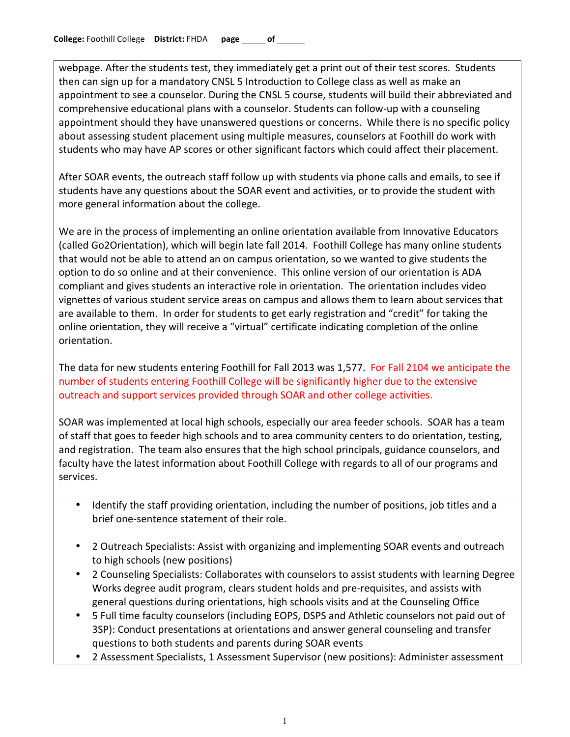webpage. After the students test, they immediately get a print out of their test scores. Students then can sign up for a mandatory CNSL 5 Introduction to College class as well as make an appointment to see a counselor. During the CNSL 5 course, students will build their abbreviated and comprehensive educational plans with a counselor. Students can follow-up with a counseling appointment should they have unanswered questions or concerns. While there is no specific policy about assessing student placement using multiple measures, counselors at Foothill do work with students who may have AP scores or other significant factors which could affect their placement.

After SOAR events, the outreach staff follow up with students via phone calls and emails, to see if students have any questions about the SOAR event and activities, or to provide the student with more general information about the college.

We are in the process of implementing an online orientation available from Innovative Educators (called Go2Orientation), which will begin late fall 2014. Foothill College has many online students that would not be able to attend an on campus orientation, so we wanted to give students the option to do so online and at their convenience. This online version of our orientation is ADA compliant and gives students an interactive role in orientation. The orientation includes video vignettes of various student service areas on campus and allows them to learn about services that are available to them. In order for students to get early registration and "credit" for taking the online orientation, they will receive a "virtual" certificate indicating completion of the online orientation.

The data for new students entering Foothill for Fall 2013 was 1,577. For Fall 2104 we anticipate the number of students entering Foothill College will be significantly higher due to the extensive outreach and support services provided through SOAR and other college activities.

SOAR was implemented at local high schools, especially our area feeder schools. SOAR has a team of staff that goes to feeder high schools and to area community centers to do orientation, testing, and registration. The team also ensures that the high school principals, guidance counselors, and faculty have the latest information about Foothill College with regards to all of our programs and services.

- Identify the staff providing orientation, including the number of positions, job titles and a brief one-sentence statement of their role.

- 2 Outreach Specialists: Assist with organizing and implementing SOAR events and outreach to high schools (new positions)
- 2 Counseling Specialists: Collaborates with counselors to assist students with learning Degree Works degree audit program, clears student holds and pre-requisites, and assists with general questions during orientations, high schools visits and at the Counseling Office
- 5 Full time faculty counselors (including EOPS, DSPS and Athletic counselors not paid out of 3SP): Conduct presentations at orientations and answer general counseling and transfer questions to both students and parents during SOAR events
- 2 Assessment Specialists, 1 Assessment Supervisor (new positions): Administer assessment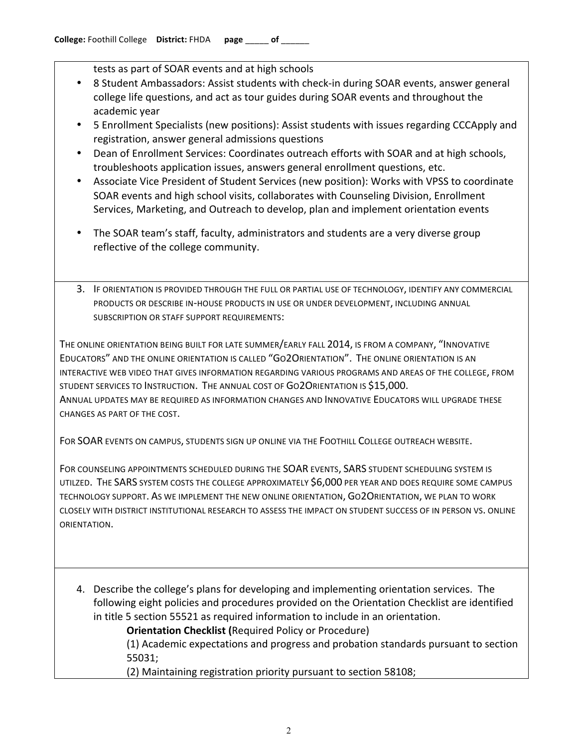tests as part of SOAR events and at high schools

- 8 Student Ambassadors: Assist students with check-in during SOAR events, answer general college life questions, and act as tour guides during SOAR events and throughout the academic year
- 5 Enrollment Specialists (new positions): Assist students with issues regarding CCCApply and registration, answer general admissions questions
- Dean of Enrollment Services: Coordinates outreach efforts with SOAR and at high schools, troubleshoots application issues, answers general enrollment questions, etc.
- Associate Vice President of Student Services (new position): Works with VPSS to coordinate SOAR events and high school visits, collaborates with Counseling Division, Enrollment Services, Marketing, and Outreach to develop, plan and implement orientation events
- The SOAR team's staff, faculty, administrators and students are a very diverse group reflective of the college community.

3. IF ORIENTATION IS PROVIDED THROUGH THE FULL OR PARTIAL USE OF TECHNOLOGY, IDENTIFY ANY COMMERCIAL PRODUCTS OR DESCRIBE IN-HOUSE PRODUCTS IN USE OR UNDER DEVELOPMENT, INCLUDING ANNUAL SUBSCRIPTION OR STAFF SUPPORT REQUIREMENTS:

THE ONLINE ORIENTATION BEING BUILT FOR LATE SUMMER/EARLY FALL 2014, IS FROM A COMPANY, "INNOVATIVE EDUCATORS" AND THE ONLINE ORIENTATION IS CALLED "GO2ORIENTATION". THE ONLINE ORIENTATION IS AN INTERACTIVE WEB VIDEO THAT GIVES INFORMATION REGARDING VARIOUS PROGRAMS AND AREAS OF THE COLLEGE, FROM STUDENT SERVICES TO INSTRUCTION. THE ANNUAL COST OF GO2ORIENTATION IS $15,000.
ANNUAL UPDATES MAY BE REQUIRED AS INFORMATION CHANGES AND INNOVATIVE EDUCATORS WILL UPGRADE THESE CHANGES AS PART OF THE COST.

FOR SOAR EVENTS ON CAMPUS, STUDENTS SIGN UP ONLINE VIA THE FOOTHILL COLLEGE OUTREACH WEBSITE.

FOR COUNSELING APPOINTMENTS SCHEDULED DURING THE SOAR EVENTS, SARS STUDENT SCHEDULING SYSTEM IS UTILZED. THE SARS SYSTEM COSTS THE COLLEGE APPROXIMATELY $6,000 PER YEAR AND DOES REQUIRE SOME CAMPUS TECHNOLOGY SUPPORT. AS WE IMPLEMENT THE NEW ONLINE ORIENTATION, GO2ORIENTATION, WE PLAN TO WORK CLOSELY WITH DISTRICT INSTITUTIONAL RESEARCH TO ASSESS THE IMPACT ON STUDENT SUCCESS OF IN PERSON VS. ONLINE ORIENTATION.

4. Describe the college's plans for developing and implementing orientation services. The following eight policies and procedures provided on the Orientation Checklist are identified in title 5 section 55521 as required information to include in an orientation.

   **Orientation Checklist (**Required Policy or Procedure)

   (1) Academic expectations and progress and probation standards pursuant to section 55031;

   (2) Maintaining registration priority pursuant to section 58108;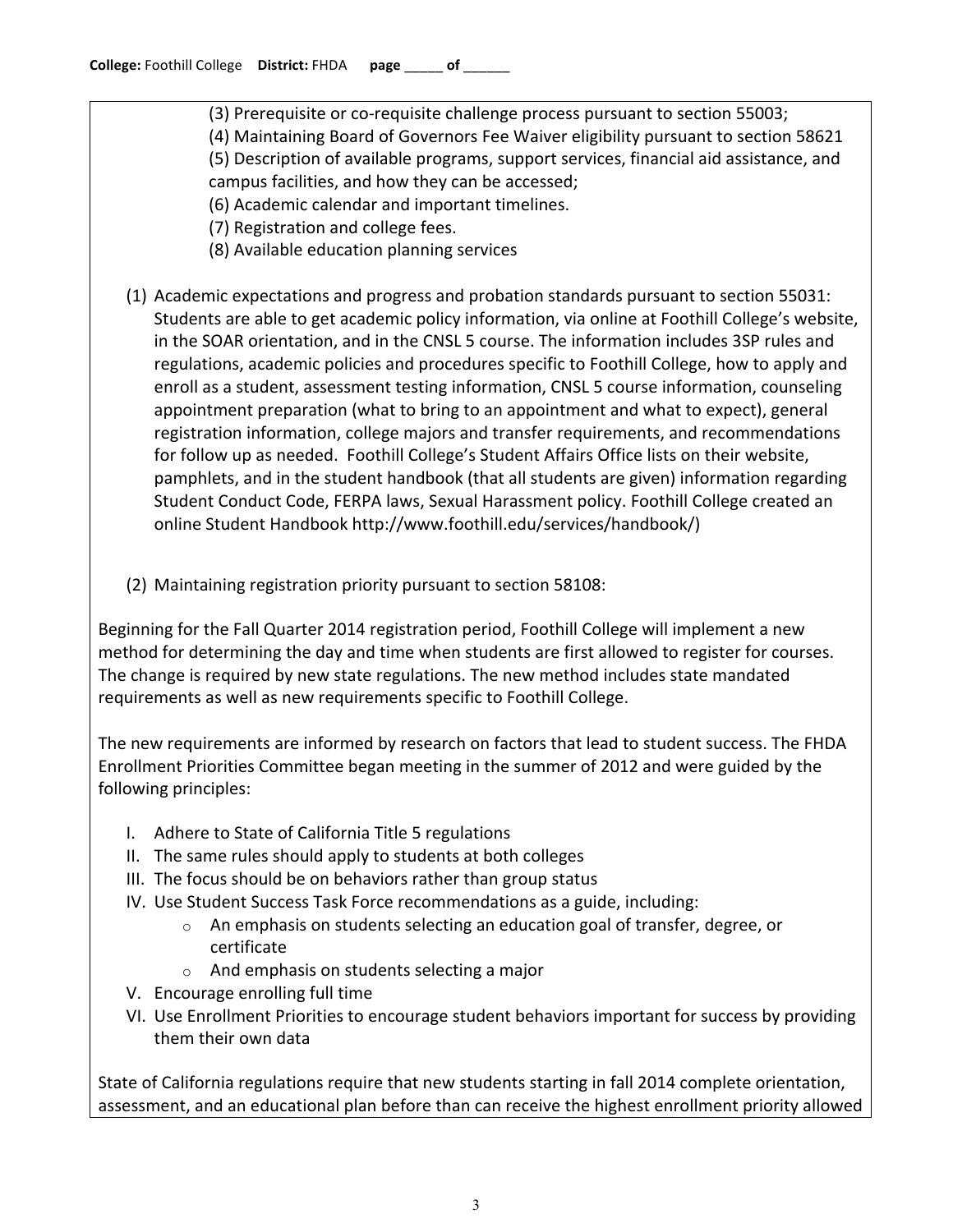(3) Prerequisite or co-requisite challenge process pursuant to section 55003;
(4) Maintaining Board of Governors Fee Waiver eligibility pursuant to section 58621
(5) Description of available programs, support services, financial aid assistance, and campus facilities, and how they can be accessed;
(6) Academic calendar and important timelines.
(7) Registration and college fees.
(8) Available education planning services

(1) Academic expectations and progress and probation standards pursuant to section 55031: Students are able to get academic policy information, via online at Foothill College's website, in the SOAR orientation, and in the CNSL 5 course. The information includes 3SP rules and regulations, academic policies and procedures specific to Foothill College, how to apply and enroll as a student, assessment testing information, CNSL 5 course information, counseling appointment preparation (what to bring to an appointment and what to expect), general registration information, college majors and transfer requirements, and recommendations for follow up as needed. Foothill College's Student Affairs Office lists on their website, pamphlets, and in the student handbook (that all students are given) information regarding Student Conduct Code, FERPA laws, Sexual Harassment policy. Foothill College created an online Student Handbook http://www.foothill.edu/services/handbook/)

(2) Maintaining registration priority pursuant to section 58108:

Beginning for the Fall Quarter 2014 registration period, Foothill College will implement a new method for determining the day and time when students are first allowed to register for courses. The change is required by new state regulations. The new method includes state mandated requirements as well as new requirements specific to Foothill College.

The new requirements are informed by research on factors that lead to student success. The FHDA Enrollment Priorities Committee began meeting in the summer of 2012 and were guided by the following principles:

I. Adhere to State of California Title 5 regulations
II. The same rules should apply to students at both colleges
III. The focus should be on behaviors rather than group status
IV. Use Student Success Task Force recommendations as a guide, including:
   - An emphasis on students selecting an education goal of transfer, degree, or certificate
   - And emphasis on students selecting a major
V. Encourage enrolling full time
VI. Use Enrollment Priorities to encourage student behaviors important for success by providing them their own data

State of California regulations require that new students starting in fall 2014 complete orientation, assessment, and an educational plan before than can receive the highest enrollment priority allowed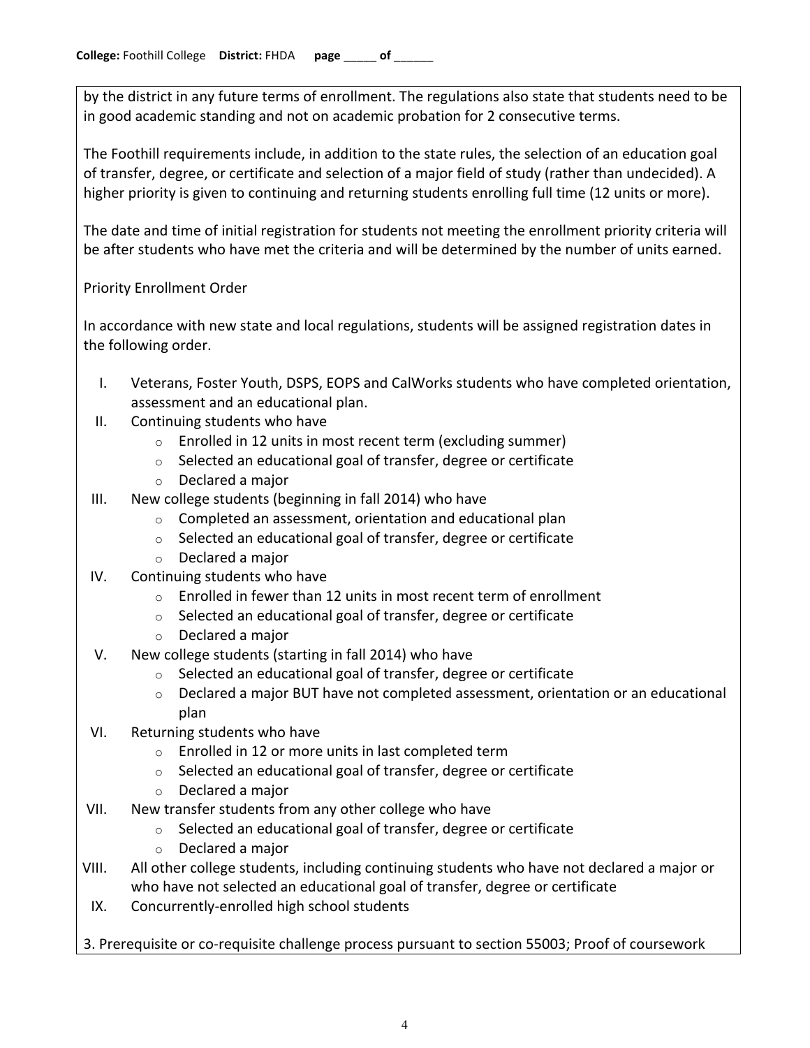by the district in any future terms of enrollment. The regulations also state that students need to be in good academic standing and not on academic probation for 2 consecutive terms.

The Foothill requirements include, in addition to the state rules, the selection of an education goal of transfer, degree, or certificate and selection of a major field of study (rather than undecided). A higher priority is given to continuing and returning students enrolling full time (12 units or more).

The date and time of initial registration for students not meeting the enrollment priority criteria will be after students who have met the criteria and will be determined by the number of units earned.

Priority Enrollment Order

In accordance with new state and local regulations, students will be assigned registration dates in the following order.

I. Veterans, Foster Youth, DSPS, EOPS and CalWorks students who have completed orientation, assessment and an educational plan.

II. Continuing students who have
   - Enrolled in 12 units in most recent term (excluding summer)
   - Selected an educational goal of transfer, degree or certificate
   - Declared a major

III. New college students (beginning in fall 2014) who have
   - Completed an assessment, orientation and educational plan
   - Selected an educational goal of transfer, degree or certificate
   - Declared a major

IV. Continuing students who have
   - Enrolled in fewer than 12 units in most recent term of enrollment
   - Selected an educational goal of transfer, degree or certificate
   - Declared a major

V. New college students (starting in fall 2014) who have
   - Selected an educational goal of transfer, degree or certificate
   - Declared a major BUT have not completed assessment, orientation or an educational plan

VI. Returning students who have
   - Enrolled in 12 or more units in last completed term
   - Selected an educational goal of transfer, degree or certificate
   - Declared a major

VII. New transfer students from any other college who have
   - Selected an educational goal of transfer, degree or certificate
   - Declared a major

VIII. All other college students, including continuing students who have not declared a major or who have not selected an educational goal of transfer, degree or certificate

IX. Concurrently-enrolled high school students

3. Prerequisite or co-requisite challenge process pursuant to section 55003; Proof of coursework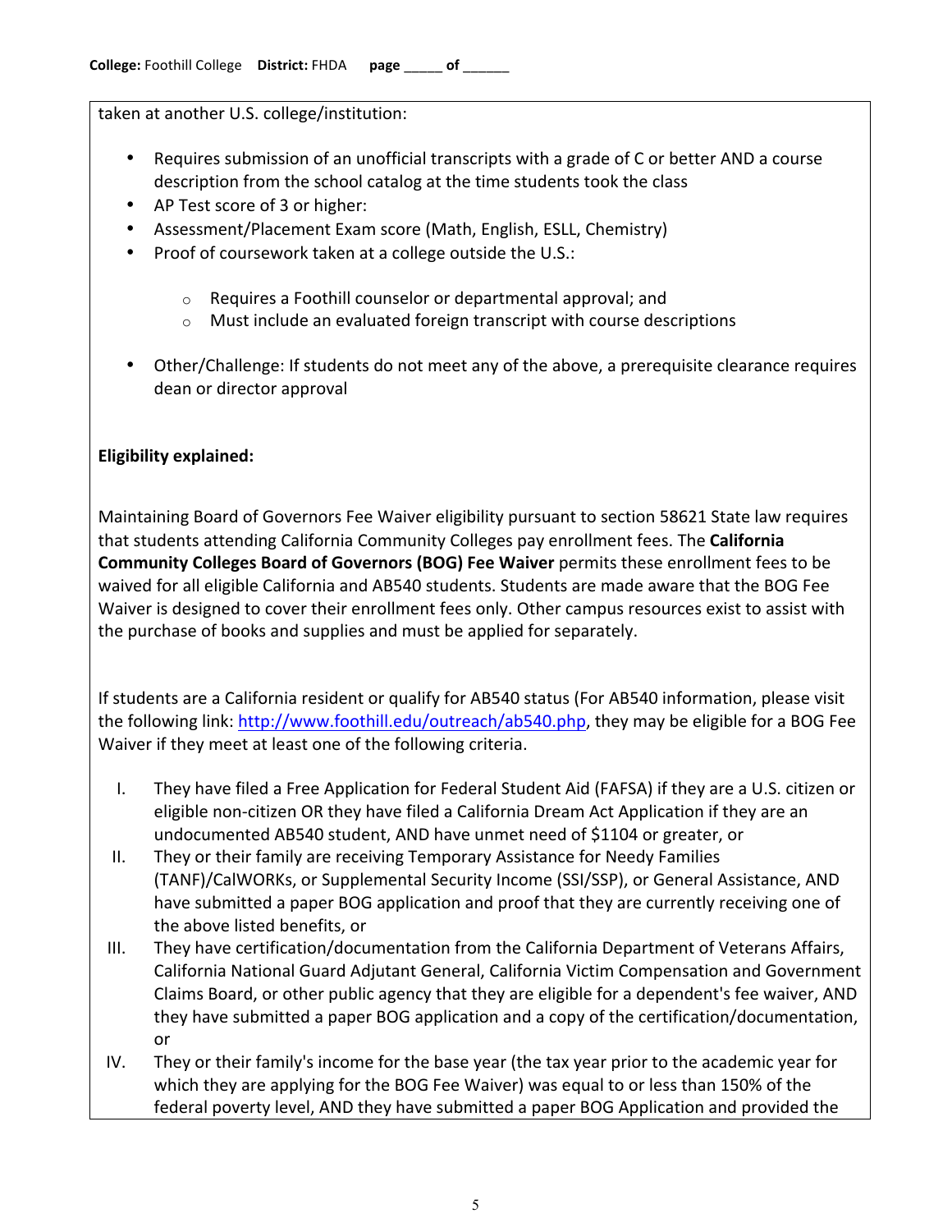taken at another U.S. college/institution:

- Requires submission of an unofficial transcripts with a grade of C or better AND a course description from the school catalog at the time students took the class
- AP Test score of 3 or higher:
- Assessment/Placement Exam score (Math, English, ESLL, Chemistry)
- Proof of coursework taken at a college outside the U.S.:
    - Requires a Foothill counselor or departmental approval; and
    - Must include an evaluated foreign transcript with course descriptions
- Other/Challenge: If students do not meet any of the above, a prerequisite clearance requires dean or director approval

**Eligibility explained:**

Maintaining Board of Governors Fee Waiver eligibility pursuant to section 58621 State law requires that students attending California Community Colleges pay enrollment fees. The **California Community Colleges Board of Governors (BOG) Fee Waiver** permits these enrollment fees to be waived for all eligible California and AB540 students. Students are made aware that the BOG Fee Waiver is designed to cover their enrollment fees only. Other campus resources exist to assist with the purchase of books and supplies and must be applied for separately.

If students are a California resident or qualify for AB540 status (For AB540 information, please visit the following link: http://www.foothill.edu/outreach/ab540.php, they may be eligible for a BOG Fee Waiver if they meet at least one of the following criteria.

I. They have filed a Free Application for Federal Student Aid (FAFSA) if they are a U.S. citizen or eligible non-citizen OR they have filed a California Dream Act Application if they are an undocumented AB540 student, AND have unmet need of $1104 or greater, or

II. They or their family are receiving Temporary Assistance for Needy Families (TANF)/CalWORKs, or Supplemental Security Income (SSI/SSP), or General Assistance, AND have submitted a paper BOG application and proof that they are currently receiving one of the above listed benefits, or

III. They have certification/documentation from the California Department of Veterans Affairs, California National Guard Adjutant General, California Victim Compensation and Government Claims Board, or other public agency that they are eligible for a dependent's fee waiver, AND they have submitted a paper BOG application and a copy of the certification/documentation, or

IV. They or their family's income for the base year (the tax year prior to the academic year for which they are applying for the BOG Fee Waiver) was equal to or less than 150% of the federal poverty level, AND they have submitted a paper BOG Application and provided the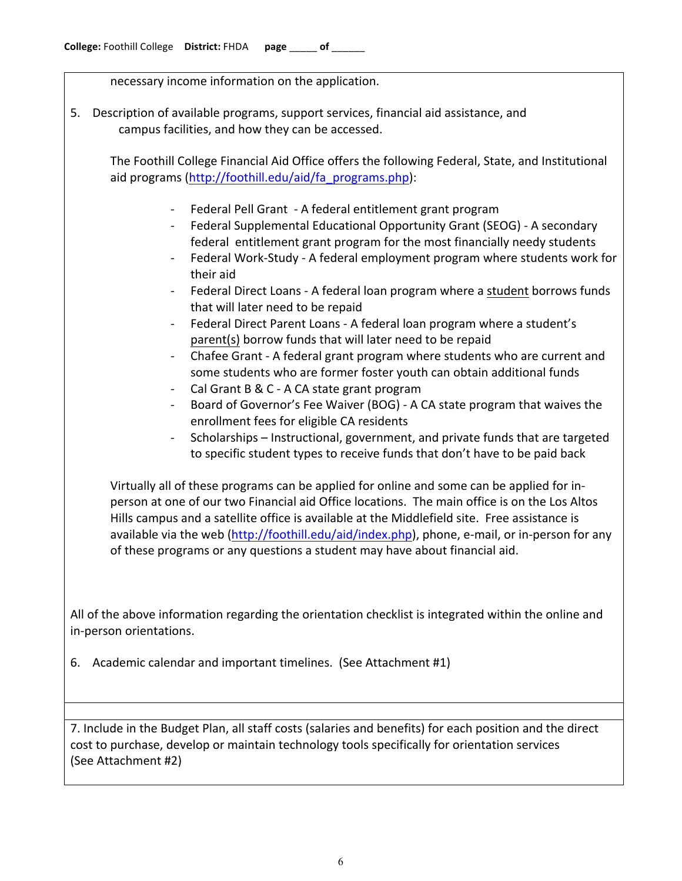necessary income information on the application.

5. Description of available programs, support services, financial aid assistance, and campus facilities, and how they can be accessed.

The Foothill College Financial Aid Office offers the following Federal, State, and Institutional aid programs (http://foothill.edu/aid/fa_programs.php):

- Federal Pell Grant - A federal entitlement grant program
- Federal Supplemental Educational Opportunity Grant (SEOG) - A secondary federal entitlement grant program for the most financially needy students
- Federal Work-Study - A federal employment program where students work for their aid
- Federal Direct Loans - A federal loan program where a <u>student</u> borrows funds that will later need to be repaid
- Federal Direct Parent Loans - A federal loan program where a student's <u>parent(s)</u> borrow funds that will later need to be repaid
- Chafee Grant - A federal grant program where students who are current and some students who are former foster youth can obtain additional funds
- Cal Grant B & C - A CA state grant program
- Board of Governor's Fee Waiver (BOG) - A CA state program that waives the enrollment fees for eligible CA residents
- Scholarships – Instructional, government, and private funds that are targeted to specific student types to receive funds that don't have to be paid back

Virtually all of these programs can be applied for online and some can be applied for in-person at one of our two Financial aid Office locations. The main office is on the Los Altos Hills campus and a satellite office is available at the Middlefield site. Free assistance is available via the web (http://foothill.edu/aid/index.php), phone, e-mail, or in-person for any of these programs or any questions a student may have about financial aid.

All of the above information regarding the orientation checklist is integrated within the online and in-person orientations.

6. Academic calendar and important timelines. (See Attachment #1)

7. Include in the Budget Plan, all staff costs (salaries and benefits) for each position and the direct cost to purchase, develop or maintain technology tools specifically for orientation services (See Attachment #2)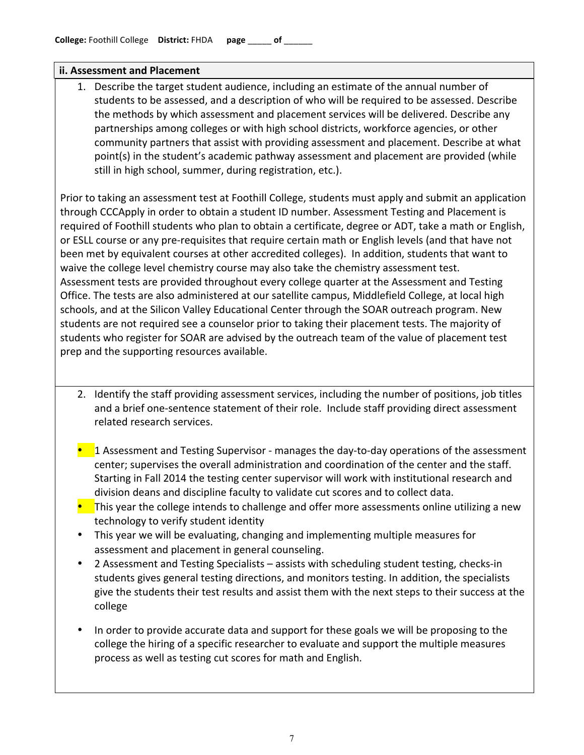**College:** Foothill College **District:** FHDA **page** _____ **of** ______

**ii. Assessment and Placement**

1. Describe the target student audience, including an estimate of the annual number of students to be assessed, and a description of who will be required to be assessed. Describe the methods by which assessment and placement services will be delivered. Describe any partnerships among colleges or with high school districts, workforce agencies, or other community partners that assist with providing assessment and placement. Describe at what point(s) in the student's academic pathway assessment and placement are provided (while still in high school, summer, during registration, etc.).

Prior to taking an assessment test at Foothill College, students must apply and submit an application through CCCApply in order to obtain a student ID number. Assessment Testing and Placement is required of Foothill students who plan to obtain a certificate, degree or ADT, take a math or English, or ESLL course or any pre-requisites that require certain math or English levels (and that have not been met by equivalent courses at other accredited colleges). In addition, students that want to waive the college level chemistry course may also take the chemistry assessment test. Assessment tests are provided throughout every college quarter at the Assessment and Testing Office. The tests are also administered at our satellite campus, Middlefield College, at local high schools, and at the Silicon Valley Educational Center through the SOAR outreach program. New students are not required see a counselor prior to taking their placement tests. The majority of students who register for SOAR are advised by the outreach team of the value of placement test prep and the supporting resources available.

2. Identify the staff providing assessment services, including the number of positions, job titles and a brief one-sentence statement of their role. Include staff providing direct assessment related research services.

- 1 Assessment and Testing Supervisor - manages the day-to-day operations of the assessment center; supervises the overall administration and coordination of the center and the staff. Starting in Fall 2014 the testing center supervisor will work with institutional research and division deans and discipline faculty to validate cut scores and to collect data.
- This year the college intends to challenge and offer more assessments online utilizing a new technology to verify student identity
- This year we will be evaluating, changing and implementing multiple measures for assessment and placement in general counseling.
- 2 Assessment and Testing Specialists – assists with scheduling student testing, checks-in students gives general testing directions, and monitors testing. In addition, the specialists give the students their test results and assist them with the next steps to their success at the college
- In order to provide accurate data and support for these goals we will be proposing to the college the hiring of a specific researcher to evaluate and support the multiple measures process as well as testing cut scores for math and English.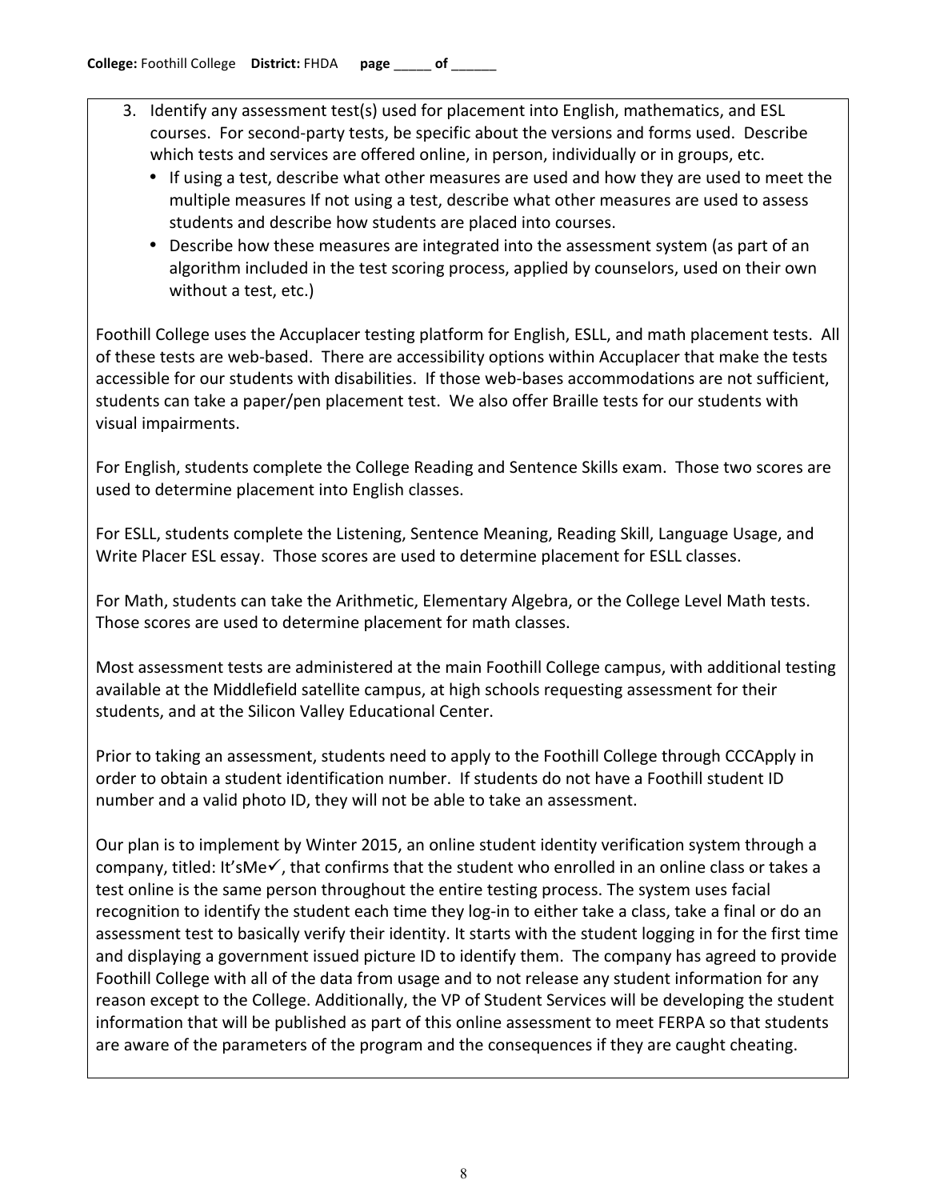3. Identify any assessment test(s) used for placement into English, mathematics, and ESL courses. For second-party tests, be specific about the versions and forms used. Describe which tests and services are offered online, in person, individually or in groups, etc.
   - If using a test, describe what other measures are used and how they are used to meet the multiple measures If not using a test, describe what other measures are used to assess students and describe how students are placed into courses.
   - Describe how these measures are integrated into the assessment system (as part of an algorithm included in the test scoring process, applied by counselors, used on their own without a test, etc.)

Foothill College uses the Accuplacer testing platform for English, ESLL, and math placement tests. All of these tests are web-based. There are accessibility options within Accuplacer that make the tests accessible for our students with disabilities. If those web-bases accommodations are not sufficient, students can take a paper/pen placement test. We also offer Braille tests for our students with visual impairments.

For English, students complete the College Reading and Sentence Skills exam. Those two scores are used to determine placement into English classes.

For ESLL, students complete the Listening, Sentence Meaning, Reading Skill, Language Usage, and Write Placer ESL essay. Those scores are used to determine placement for ESLL classes.

For Math, students can take the Arithmetic, Elementary Algebra, or the College Level Math tests. Those scores are used to determine placement for math classes.

Most assessment tests are administered at the main Foothill College campus, with additional testing available at the Middlefield satellite campus, at high schools requesting assessment for their students, and at the Silicon Valley Educational Center.

Prior to taking an assessment, students need to apply to the Foothill College through CCCApply in order to obtain a student identification number. If students do not have a Foothill student ID number and a valid photo ID, they will not be able to take an assessment.

Our plan is to implement by Winter 2015, an online student identity verification system through a company, titled: It'sMe✓, that confirms that the student who enrolled in an online class or takes a test online is the same person throughout the entire testing process. The system uses facial recognition to identify the student each time they log-in to either take a class, take a final or do an assessment test to basically verify their identity. It starts with the student logging in for the first time and displaying a government issued picture ID to identify them. The company has agreed to provide Foothill College with all of the data from usage and to not release any student information for any reason except to the College. Additionally, the VP of Student Services will be developing the student information that will be published as part of this online assessment to meet FERPA so that students are aware of the parameters of the program and the consequences if they are caught cheating.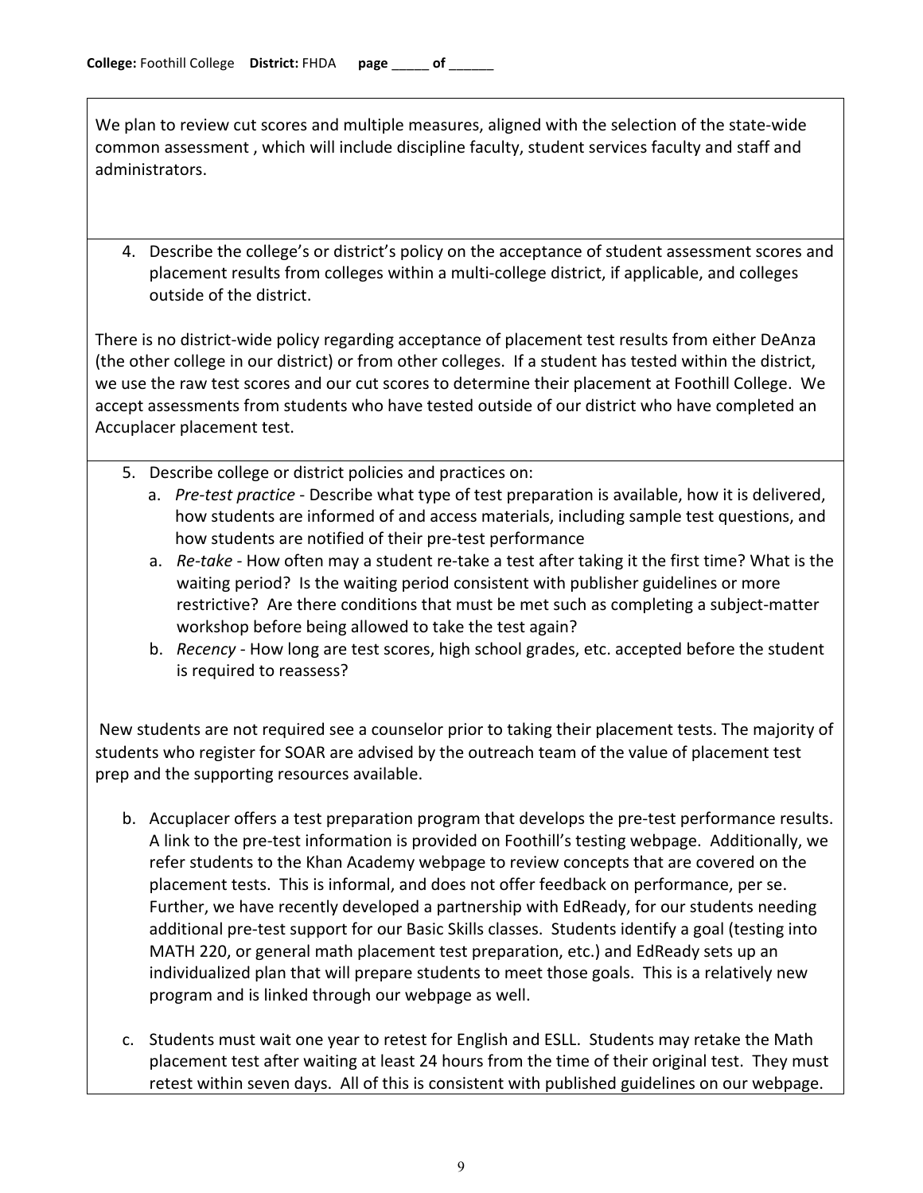We plan to review cut scores and multiple measures, aligned with the selection of the state-wide common assessment , which will include discipline faculty, student services faculty and staff and administrators.

4. Describe the college's or district's policy on the acceptance of student assessment scores and placement results from colleges within a multi-college district, if applicable, and colleges outside of the district.

There is no district-wide policy regarding acceptance of placement test results from either DeAnza (the other college in our district) or from other colleges. If a student has tested within the district, we use the raw test scores and our cut scores to determine their placement at Foothill College. We accept assessments from students who have tested outside of our district who have completed an Accuplacer placement test.

5. Describe college or district policies and practices on:
   a. *Pre-test practice* - Describe what type of test preparation is available, how it is delivered, how students are informed of and access materials, including sample test questions, and how students are notified of their pre-test performance
   a. *Re-take* - How often may a student re-take a test after taking it the first time? What is the waiting period? Is the waiting period consistent with publisher guidelines or more restrictive? Are there conditions that must be met such as completing a subject-matter workshop before being allowed to take the test again?
   b. *Recency* - How long are test scores, high school grades, etc. accepted before the student is required to reassess?

New students are not required see a counselor prior to taking their placement tests. The majority of students who register for SOAR are advised by the outreach team of the value of placement test prep and the supporting resources available.

b. Accuplacer offers a test preparation program that develops the pre-test performance results. A link to the pre-test information is provided on Foothill's testing webpage. Additionally, we refer students to the Khan Academy webpage to review concepts that are covered on the placement tests. This is informal, and does not offer feedback on performance, per se. Further, we have recently developed a partnership with EdReady, for our students needing additional pre-test support for our Basic Skills classes. Students identify a goal (testing into MATH 220, or general math placement test preparation, etc.) and EdReady sets up an individualized plan that will prepare students to meet those goals. This is a relatively new program and is linked through our webpage as well.

c. Students must wait one year to retest for English and ESLL. Students may retake the Math placement test after waiting at least 24 hours from the time of their original test. They must retest within seven days. All of this is consistent with published guidelines on our webpage.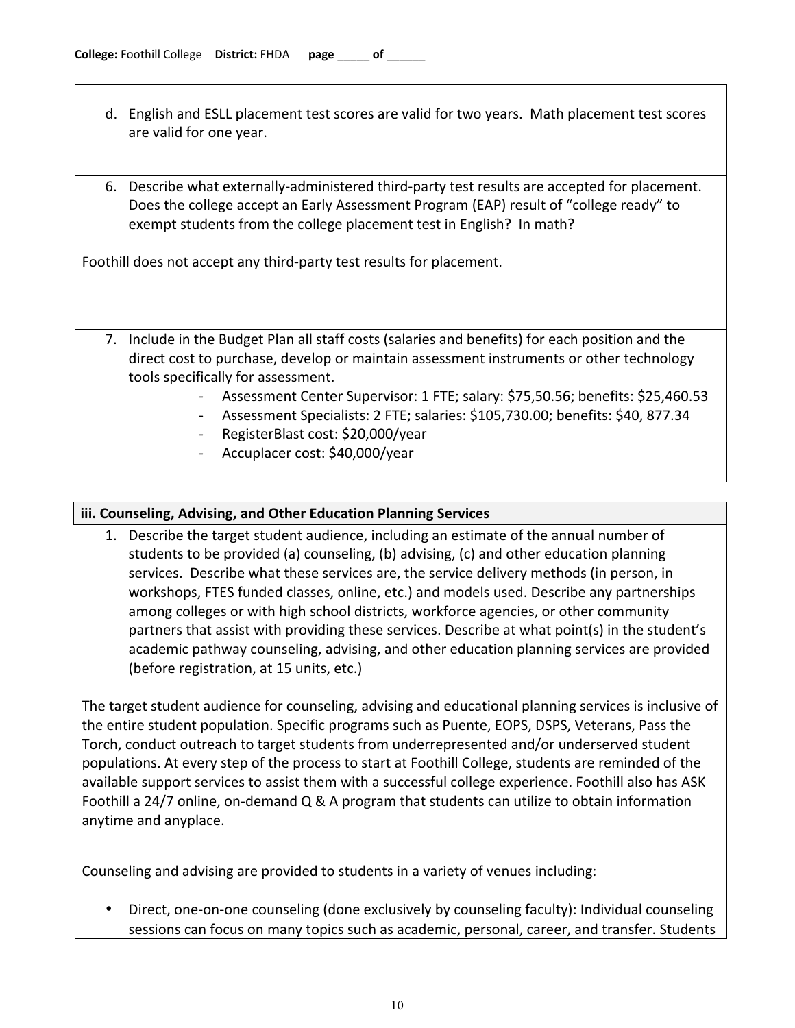d. English and ESLL placement test scores are valid for two years. Math placement test scores are valid for one year.

6. Describe what externally-administered third-party test results are accepted for placement. Does the college accept an Early Assessment Program (EAP) result of "college ready" to exempt students from the college placement test in English? In math?

Foothill does not accept any third-party test results for placement.

7. Include in the Budget Plan all staff costs (salaries and benefits) for each position and the direct cost to purchase, develop or maintain assessment instruments or other technology tools specifically for assessment.
   - Assessment Center Supervisor: 1 FTE; salary: $75,50.56; benefits: $25,460.53
   - Assessment Specialists: 2 FTE; salaries: $105,730.00; benefits: $40, 877.34
   - RegisterBlast cost: $20,000/year
   - Accuplacer cost: $40,000/year

### iii. Counseling, Advising, and Other Education Planning Services

1. Describe the target student audience, including an estimate of the annual number of students to be provided (a) counseling, (b) advising, (c) and other education planning services. Describe what these services are, the service delivery methods (in person, in workshops, FTES funded classes, online, etc.) and models used. Describe any partnerships among colleges or with high school districts, workforce agencies, or other community partners that assist with providing these services. Describe at what point(s) in the student's academic pathway counseling, advising, and other education planning services are provided (before registration, at 15 units, etc.)

The target student audience for counseling, advising and educational planning services is inclusive of the entire student population. Specific programs such as Puente, EOPS, DSPS, Veterans, Pass the Torch, conduct outreach to target students from underrepresented and/or underserved student populations. At every step of the process to start at Foothill College, students are reminded of the available support services to assist them with a successful college experience. Foothill also has ASK Foothill a 24/7 online, on-demand Q & A program that students can utilize to obtain information anytime and anyplace.

Counseling and advising are provided to students in a variety of venues including:

- Direct, one-on-one counseling (done exclusively by counseling faculty): Individual counseling sessions can focus on many topics such as academic, personal, career, and transfer. Students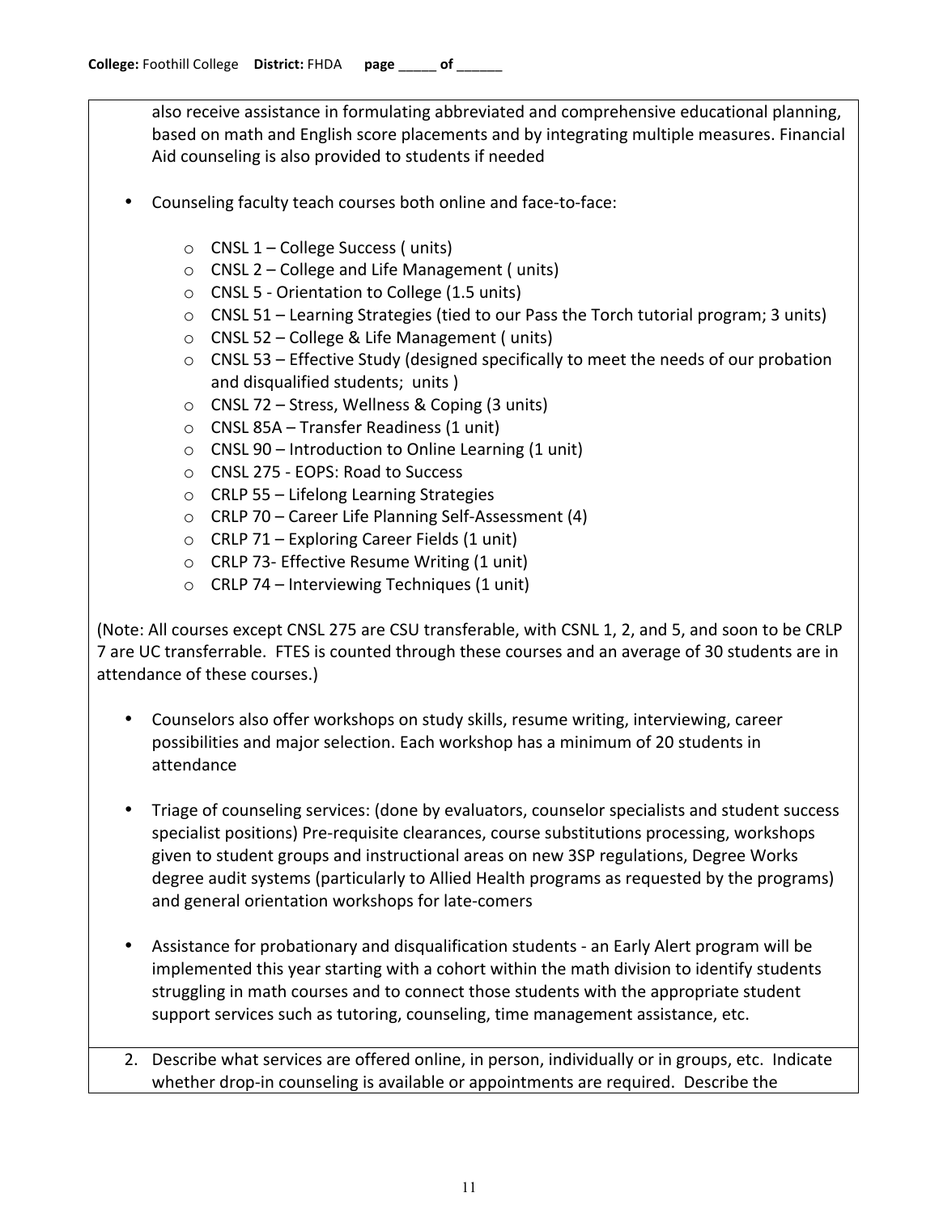also receive assistance in formulating abbreviated and comprehensive educational planning, based on math and English score placements and by integrating multiple measures. Financial Aid counseling is also provided to students if needed

- Counseling faculty teach courses both online and face-to-face:
    - CNSL 1 – College Success ( units)
    - CNSL 2 – College and Life Management ( units)
    - CNSL 5 - Orientation to College (1.5 units)
    - CNSL 51 – Learning Strategies (tied to our Pass the Torch tutorial program; 3 units)
    - CNSL 52 – College & Life Management ( units)
    - CNSL 53 – Effective Study (designed specifically to meet the needs of our probation and disqualified students;  units )
    - CNSL 72 – Stress, Wellness & Coping (3 units)
    - CNSL 85A – Transfer Readiness (1 unit)
    - CNSL 90 – Introduction to Online Learning (1 unit)
    - CNSL 275 - EOPS: Road to Success
    - CRLP 55 – Lifelong Learning Strategies
    - CRLP 70 – Career Life Planning Self-Assessment (4)
    - CRLP 71 – Exploring Career Fields (1 unit)
    - CRLP 73- Effective Resume Writing (1 unit)
    - CRLP 74 – Interviewing Techniques (1 unit)

(Note: All courses except CNSL 275 are CSU transferable, with CSNL 1, 2, and 5, and soon to be CRLP 7 are UC transferrable. FTES is counted through these courses and an average of 30 students are in attendance of these courses.)

- Counselors also offer workshops on study skills, resume writing, interviewing, career possibilities and major selection. Each workshop has a minimum of 20 students in attendance

- Triage of counseling services: (done by evaluators, counselor specialists and student success specialist positions) Pre-requisite clearances, course substitutions processing, workshops given to student groups and instructional areas on new 3SP regulations, Degree Works degree audit systems (particularly to Allied Health programs as requested by the programs) and general orientation workshops for late-comers

- Assistance for probationary and disqualification students - an Early Alert program will be implemented this year starting with a cohort within the math division to identify students struggling in math courses and to connect those students with the appropriate student support services such as tutoring, counseling, time management assistance, etc.

2. Describe what services are offered online, in person, individually or in groups, etc. Indicate whether drop-in counseling is available or appointments are required. Describe the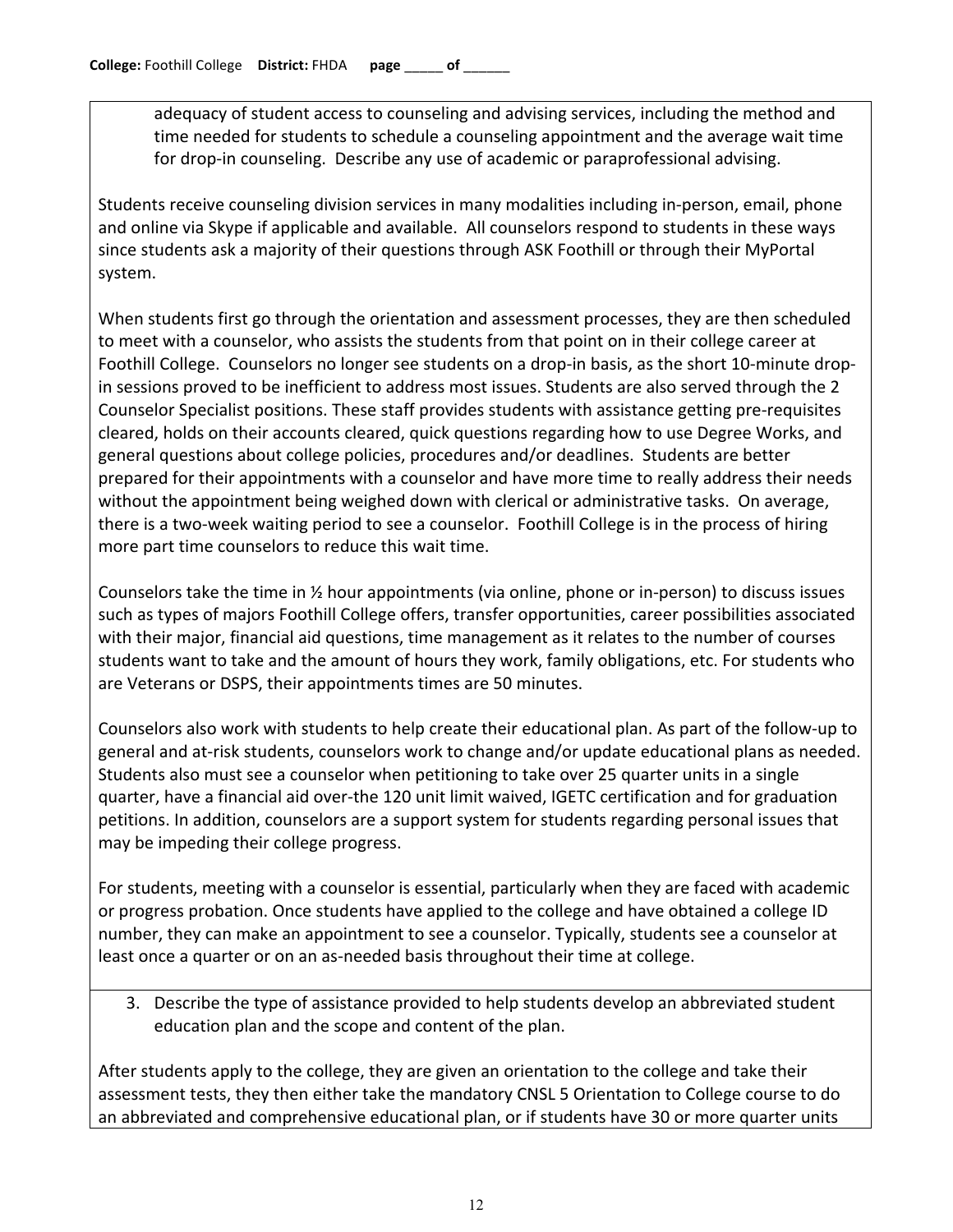adequacy of student access to counseling and advising services, including the method and time needed for students to schedule a counseling appointment and the average wait time for drop-in counseling. Describe any use of academic or paraprofessional advising.

Students receive counseling division services in many modalities including in-person, email, phone and online via Skype if applicable and available. All counselors respond to students in these ways since students ask a majority of their questions through ASK Foothill or through their MyPortal system.

When students first go through the orientation and assessment processes, they are then scheduled to meet with a counselor, who assists the students from that point on in their college career at Foothill College. Counselors no longer see students on a drop-in basis, as the short 10-minute drop-in sessions proved to be inefficient to address most issues. Students are also served through the 2 Counselor Specialist positions. These staff provides students with assistance getting pre-requisites cleared, holds on their accounts cleared, quick questions regarding how to use Degree Works, and general questions about college policies, procedures and/or deadlines. Students are better prepared for their appointments with a counselor and have more time to really address their needs without the appointment being weighed down with clerical or administrative tasks. On average, there is a two-week waiting period to see a counselor. Foothill College is in the process of hiring more part time counselors to reduce this wait time.

Counselors take the time in ½ hour appointments (via online, phone or in-person) to discuss issues such as types of majors Foothill College offers, transfer opportunities, career possibilities associated with their major, financial aid questions, time management as it relates to the number of courses students want to take and the amount of hours they work, family obligations, etc. For students who are Veterans or DSPS, their appointments times are 50 minutes.

Counselors also work with students to help create their educational plan. As part of the follow-up to general and at-risk students, counselors work to change and/or update educational plans as needed. Students also must see a counselor when petitioning to take over 25 quarter units in a single quarter, have a financial aid over-the 120 unit limit waived, IGETC certification and for graduation petitions. In addition, counselors are a support system for students regarding personal issues that may be impeding their college progress.

For students, meeting with a counselor is essential, particularly when they are faced with academic or progress probation. Once students have applied to the college and have obtained a college ID number, they can make an appointment to see a counselor. Typically, students see a counselor at least once a quarter or on an as-needed basis throughout their time at college.

3. Describe the type of assistance provided to help students develop an abbreviated student education plan and the scope and content of the plan.

After students apply to the college, they are given an orientation to the college and take their assessment tests, they then either take the mandatory CNSL 5 Orientation to College course to do an abbreviated and comprehensive educational plan, or if students have 30 or more quarter units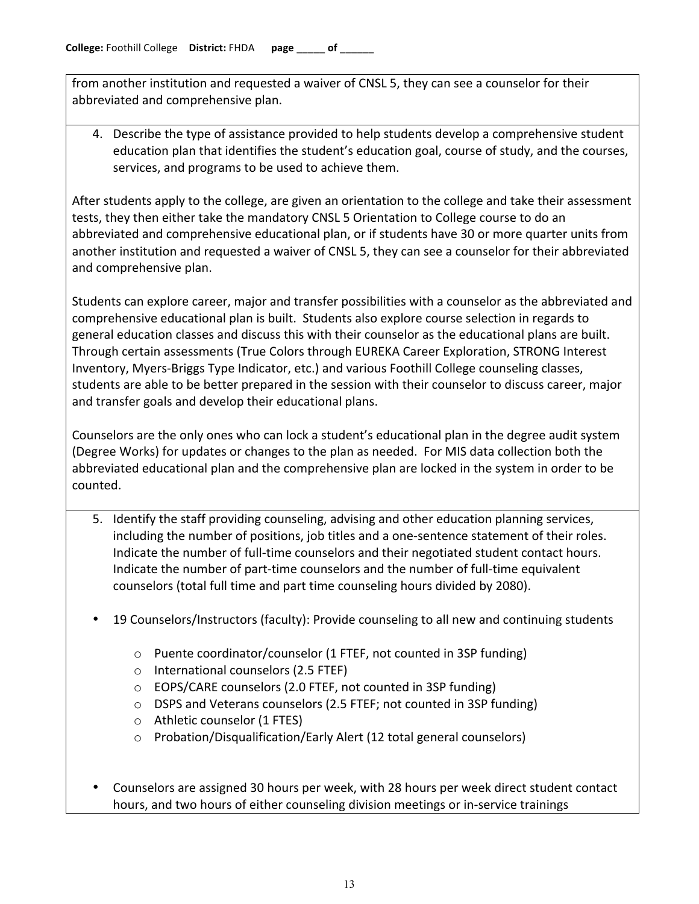from another institution and requested a waiver of CNSL 5, they can see a counselor for their abbreviated and comprehensive plan.

4. Describe the type of assistance provided to help students develop a comprehensive student education plan that identifies the student's education goal, course of study, and the courses, services, and programs to be used to achieve them.

After students apply to the college, are given an orientation to the college and take their assessment tests, they then either take the mandatory CNSL 5 Orientation to College course to do an abbreviated and comprehensive educational plan, or if students have 30 or more quarter units from another institution and requested a waiver of CNSL 5, they can see a counselor for their abbreviated and comprehensive plan.

Students can explore career, major and transfer possibilities with a counselor as the abbreviated and comprehensive educational plan is built. Students also explore course selection in regards to general education classes and discuss this with their counselor as the educational plans are built. Through certain assessments (True Colors through EUREKA Career Exploration, STRONG Interest Inventory, Myers-Briggs Type Indicator, etc.) and various Foothill College counseling classes, students are able to be better prepared in the session with their counselor to discuss career, major and transfer goals and develop their educational plans.

Counselors are the only ones who can lock a student's educational plan in the degree audit system (Degree Works) for updates or changes to the plan as needed. For MIS data collection both the abbreviated educational plan and the comprehensive plan are locked in the system in order to be counted.

5. Identify the staff providing counseling, advising and other education planning services, including the number of positions, job titles and a one-sentence statement of their roles. Indicate the number of full-time counselors and their negotiated student contact hours. Indicate the number of part-time counselors and the number of full-time equivalent counselors (total full time and part time counseling hours divided by 2080).

- 19 Counselors/Instructors (faculty): Provide counseling to all new and continuing students
  - Puente coordinator/counselor (1 FTEF, not counted in 3SP funding)
  - International counselors (2.5 FTEF)
  - EOPS/CARE counselors (2.0 FTEF, not counted in 3SP funding)
  - DSPS and Veterans counselors (2.5 FTEF; not counted in 3SP funding)
  - Athletic counselor (1 FTES)
  - Probation/Disqualification/Early Alert (12 total general counselors)

- Counselors are assigned 30 hours per week, with 28 hours per week direct student contact hours, and two hours of either counseling division meetings or in-service trainings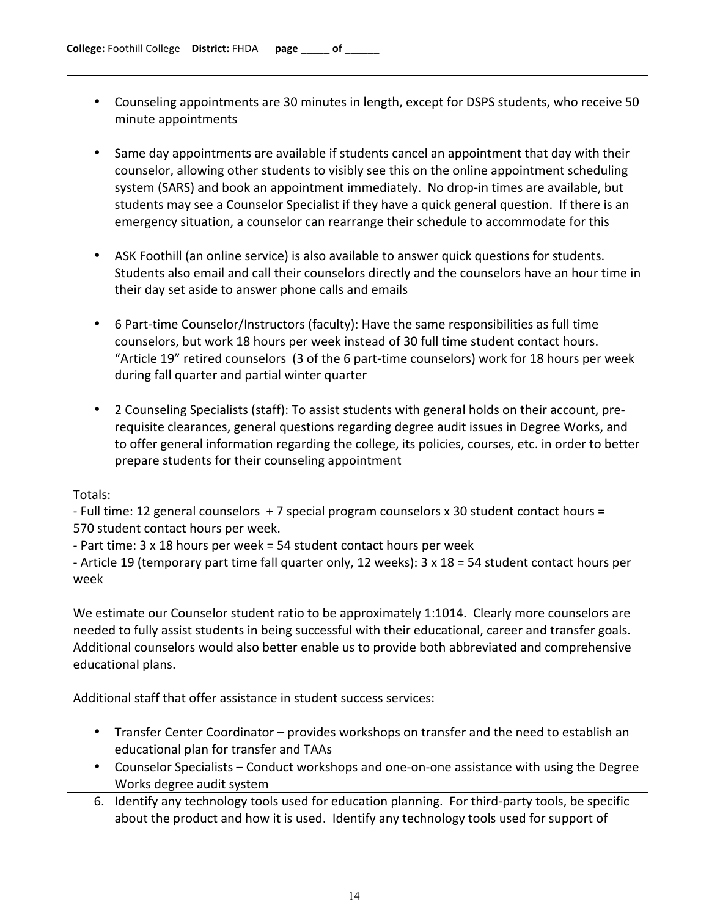- Counseling appointments are 30 minutes in length, except for DSPS students, who receive 50 minute appointments

- Same day appointments are available if students cancel an appointment that day with their counselor, allowing other students to visibly see this on the online appointment scheduling system (SARS) and book an appointment immediately. No drop-in times are available, but students may see a Counselor Specialist if they have a quick general question. If there is an emergency situation, a counselor can rearrange their schedule to accommodate for this

- ASK Foothill (an online service) is also available to answer quick questions for students. Students also email and call their counselors directly and the counselors have an hour time in their day set aside to answer phone calls and emails

- 6 Part-time Counselor/Instructors (faculty): Have the same responsibilities as full time counselors, but work 18 hours per week instead of 30 full time student contact hours. "Article 19" retired counselors (3 of the 6 part-time counselors) work for 18 hours per week during fall quarter and partial winter quarter

- 2 Counseling Specialists (staff): To assist students with general holds on their account, pre-requisite clearances, general questions regarding degree audit issues in Degree Works, and to offer general information regarding the college, its policies, courses, etc. in order to better prepare students for their counseling appointment

Totals:
- Full time: 12 general counselors + 7 special program counselors x 30 student contact hours = 570 student contact hours per week.
- Part time: 3 x 18 hours per week = 54 student contact hours per week
- Article 19 (temporary part time fall quarter only, 12 weeks): 3 x 18 = 54 student contact hours per week

We estimate our Counselor student ratio to be approximately 1:1014. Clearly more counselors are needed to fully assist students in being successful with their educational, career and transfer goals. Additional counselors would also better enable us to provide both abbreviated and comprehensive educational plans.

Additional staff that offer assistance in student success services:

- Transfer Center Coordinator – provides workshops on transfer and the need to establish an educational plan for transfer and TAAs
- Counselor Specialists – Conduct workshops and one-on-one assistance with using the Degree Works degree audit system

6. Identify any technology tools used for education planning. For third-party tools, be specific about the product and how it is used. Identify any technology tools used for support of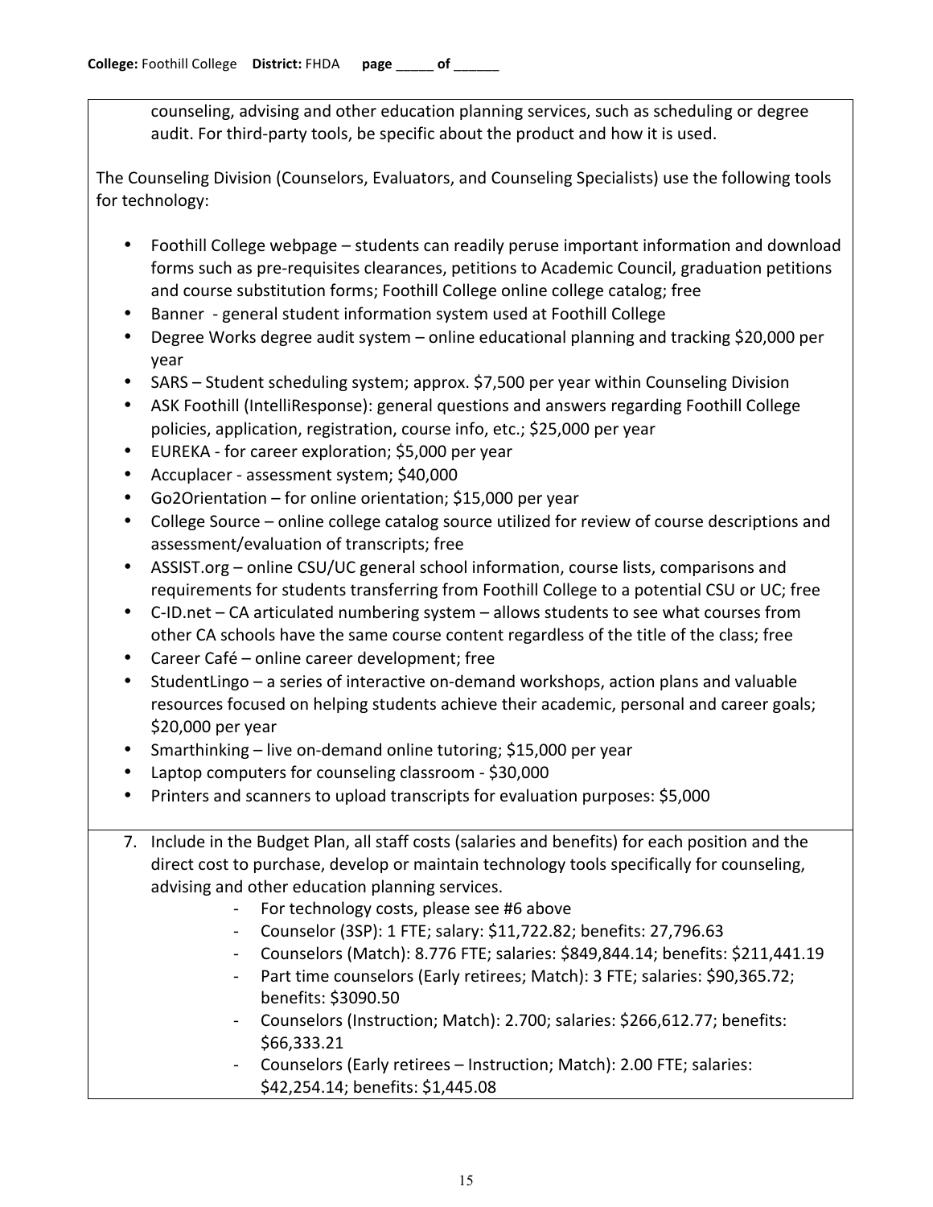counseling, advising and other education planning services, such as scheduling or degree audit. For third-party tools, be specific about the product and how it is used.

The Counseling Division (Counselors, Evaluators, and Counseling Specialists) use the following tools for technology:

- Foothill College webpage – students can readily peruse important information and download forms such as pre-requisites clearances, petitions to Academic Council, graduation petitions and course substitution forms; Foothill College online college catalog; free
- Banner - general student information system used at Foothill College
- Degree Works degree audit system – online educational planning and tracking $20,000 per year
- SARS – Student scheduling system; approx. $7,500 per year within Counseling Division
- ASK Foothill (IntelliResponse): general questions and answers regarding Foothill College policies, application, registration, course info, etc.; $25,000 per year
- EUREKA - for career exploration; $5,000 per year
- Accuplacer - assessment system; $40,000
- Go2Orientation – for online orientation; $15,000 per year
- College Source – online college catalog source utilized for review of course descriptions and assessment/evaluation of transcripts; free
- ASSIST.org – online CSU/UC general school information, course lists, comparisons and requirements for students transferring from Foothill College to a potential CSU or UC; free
- C-ID.net – CA articulated numbering system – allows students to see what courses from other CA schools have the same course content regardless of the title of the class; free
- Career Café – online career development; free
- StudentLingo – a series of interactive on-demand workshops, action plans and valuable resources focused on helping students achieve their academic, personal and career goals; $20,000 per year
- Smarthinking – live on-demand online tutoring; $15,000 per year
- Laptop computers for counseling classroom - $30,000
- Printers and scanners to upload transcripts for evaluation purposes: $5,000

7. Include in the Budget Plan, all staff costs (salaries and benefits) for each position and the direct cost to purchase, develop or maintain technology tools specifically for counseling, advising and other education planning services.
    - For technology costs, please see #6 above
    - Counselor (3SP): 1 FTE; salary: $11,722.82; benefits: 27,796.63
    - Counselors (Match): 8.776 FTE; salaries: $849,844.14; benefits: $211,441.19
    - Part time counselors (Early retirees; Match): 3 FTE; salaries: $90,365.72; benefits: $3090.50
    - Counselors (Instruction; Match): 2.700; salaries: $266,612.77; benefits: $66,333.21
    - Counselors (Early retirees – Instruction; Match): 2.00 FTE; salaries: $42,254.14; benefits: $1,445.08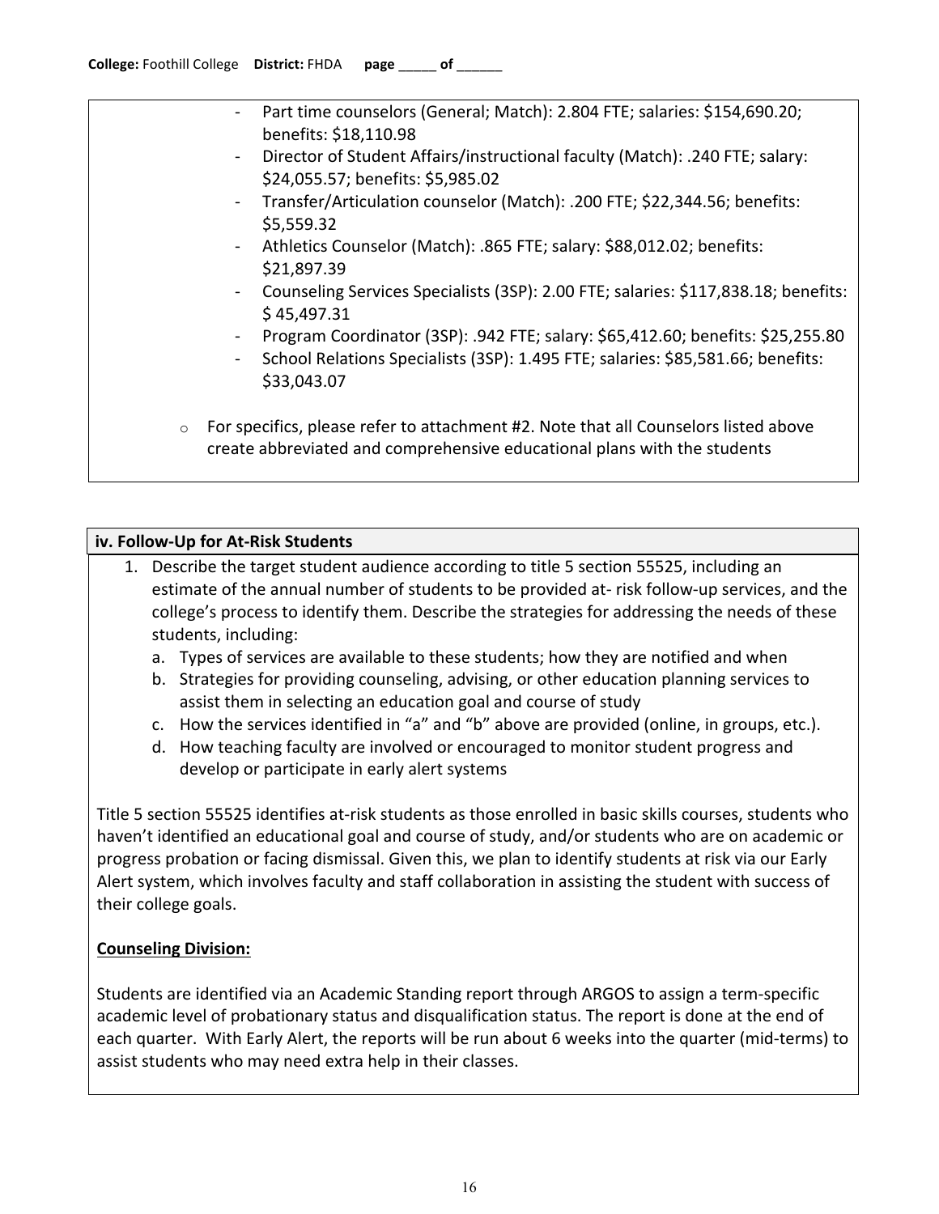- Part time counselors (General; Match): 2.804 FTE; salaries: $154,690.20; benefits: $18,110.98
- Director of Student Affairs/instructional faculty (Match): .240 FTE; salary: $24,055.57; benefits: $5,985.02
- Transfer/Articulation counselor (Match): .200 FTE; $22,344.56; benefits: $5,559.32
- Athletics Counselor (Match): .865 FTE; salary: $88,012.02; benefits: $21,897.39
- Counseling Services Specialists (3SP): 2.00 FTE; salaries: $117,838.18; benefits: $ 45,497.31
- Program Coordinator (3SP): .942 FTE; salary: $65,412.60; benefits: $25,255.80
- School Relations Specialists (3SP): 1.495 FTE; salaries: $85,581.66; benefits: $33,043.07

- For specifics, please refer to attachment #2. Note that all Counselors listed above create abbreviated and comprehensive educational plans with the students

### iv. Follow-Up for At-Risk Students

1. Describe the target student audience according to title 5 section 55525, including an estimate of the annual number of students to be provided at- risk follow-up services, and the college's process to identify them. Describe the strategies for addressing the needs of these students, including:
   a. Types of services are available to these students; how they are notified and when
   b. Strategies for providing counseling, advising, or other education planning services to assist them in selecting an education goal and course of study
   c. How the services identified in "a" and "b" above are provided (online, in groups, etc.).
   d. How teaching faculty are involved or encouraged to monitor student progress and develop or participate in early alert systems

Title 5 section 55525 identifies at-risk students as those enrolled in basic skills courses, students who haven't identified an educational goal and course of study, and/or students who are on academic or progress probation or facing dismissal. Given this, we plan to identify students at risk via our Early Alert system, which involves faculty and staff collaboration in assisting the student with success of their college goals.

**Counseling Division:**

Students are identified via an Academic Standing report through ARGOS to assign a term-specific academic level of probationary status and disqualification status. The report is done at the end of each quarter. With Early Alert, the reports will be run about 6 weeks into the quarter (mid-terms) to assist students who may need extra help in their classes.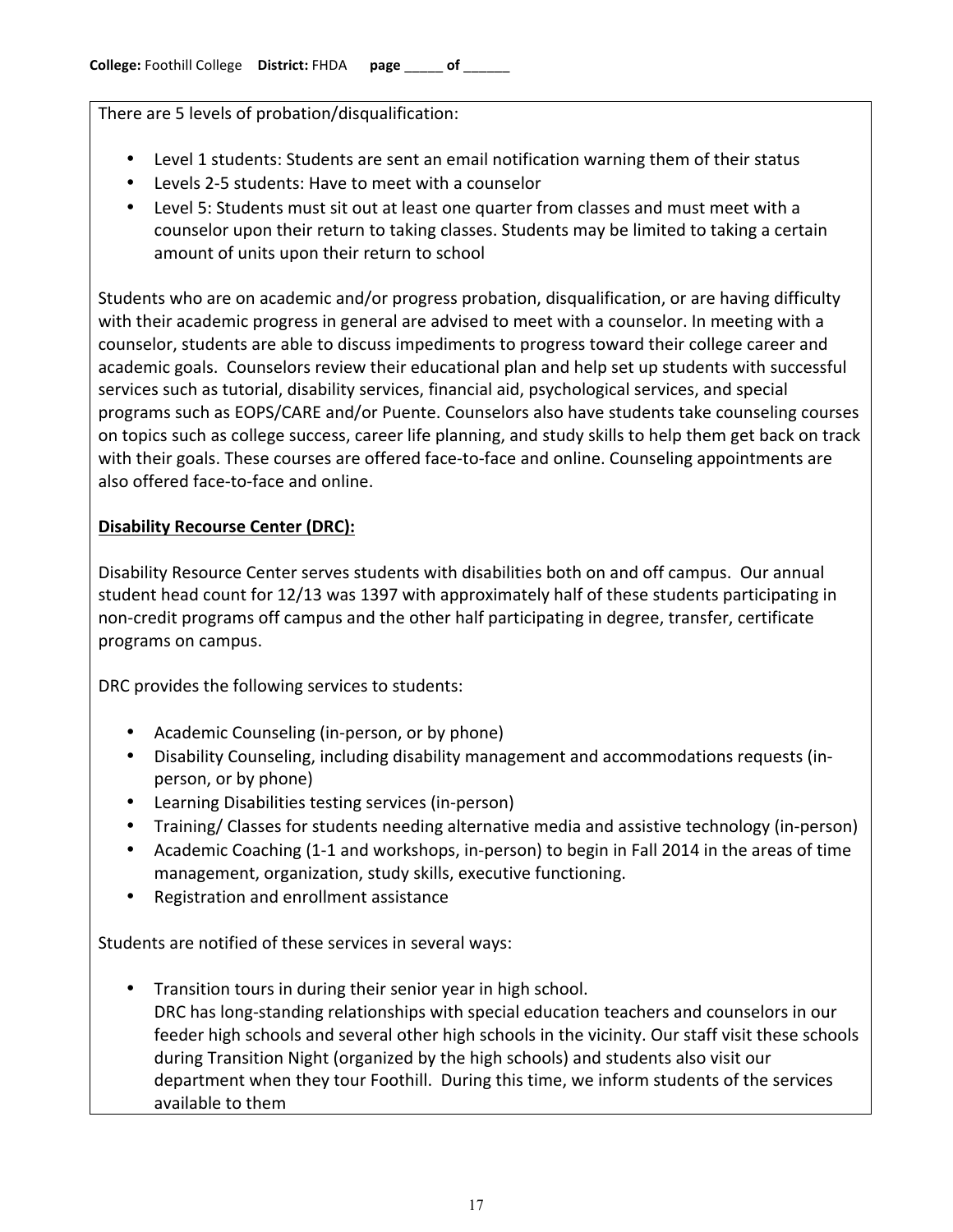There are 5 levels of probation/disqualification:

- Level 1 students: Students are sent an email notification warning them of their status
- Levels 2-5 students: Have to meet with a counselor
- Level 5: Students must sit out at least one quarter from classes and must meet with a counselor upon their return to taking classes. Students may be limited to taking a certain amount of units upon their return to school

Students who are on academic and/or progress probation, disqualification, or are having difficulty with their academic progress in general are advised to meet with a counselor. In meeting with a counselor, students are able to discuss impediments to progress toward their college career and academic goals. Counselors review their educational plan and help set up students with successful services such as tutorial, disability services, financial aid, psychological services, and special programs such as EOPS/CARE and/or Puente. Counselors also have students take counseling courses on topics such as college success, career life planning, and study skills to help them get back on track with their goals. These courses are offered face-to-face and online. Counseling appointments are also offered face-to-face and online.

**Disability Recourse Center (DRC):**

Disability Resource Center serves students with disabilities both on and off campus. Our annual student head count for 12/13 was 1397 with approximately half of these students participating in non-credit programs off campus and the other half participating in degree, transfer, certificate programs on campus.

DRC provides the following services to students:

- Academic Counseling (in-person, or by phone)
- Disability Counseling, including disability management and accommodations requests (in-person, or by phone)
- Learning Disabilities testing services (in-person)
- Training/ Classes for students needing alternative media and assistive technology (in-person)
- Academic Coaching (1-1 and workshops, in-person) to begin in Fall 2014 in the areas of time management, organization, study skills, executive functioning.
- Registration and enrollment assistance

Students are notified of these services in several ways:

- Transition tours in during their senior year in high school.
  DRC has long-standing relationships with special education teachers and counselors in our feeder high schools and several other high schools in the vicinity. Our staff visit these schools during Transition Night (organized by the high schools) and students also visit our department when they tour Foothill. During this time, we inform students of the services available to them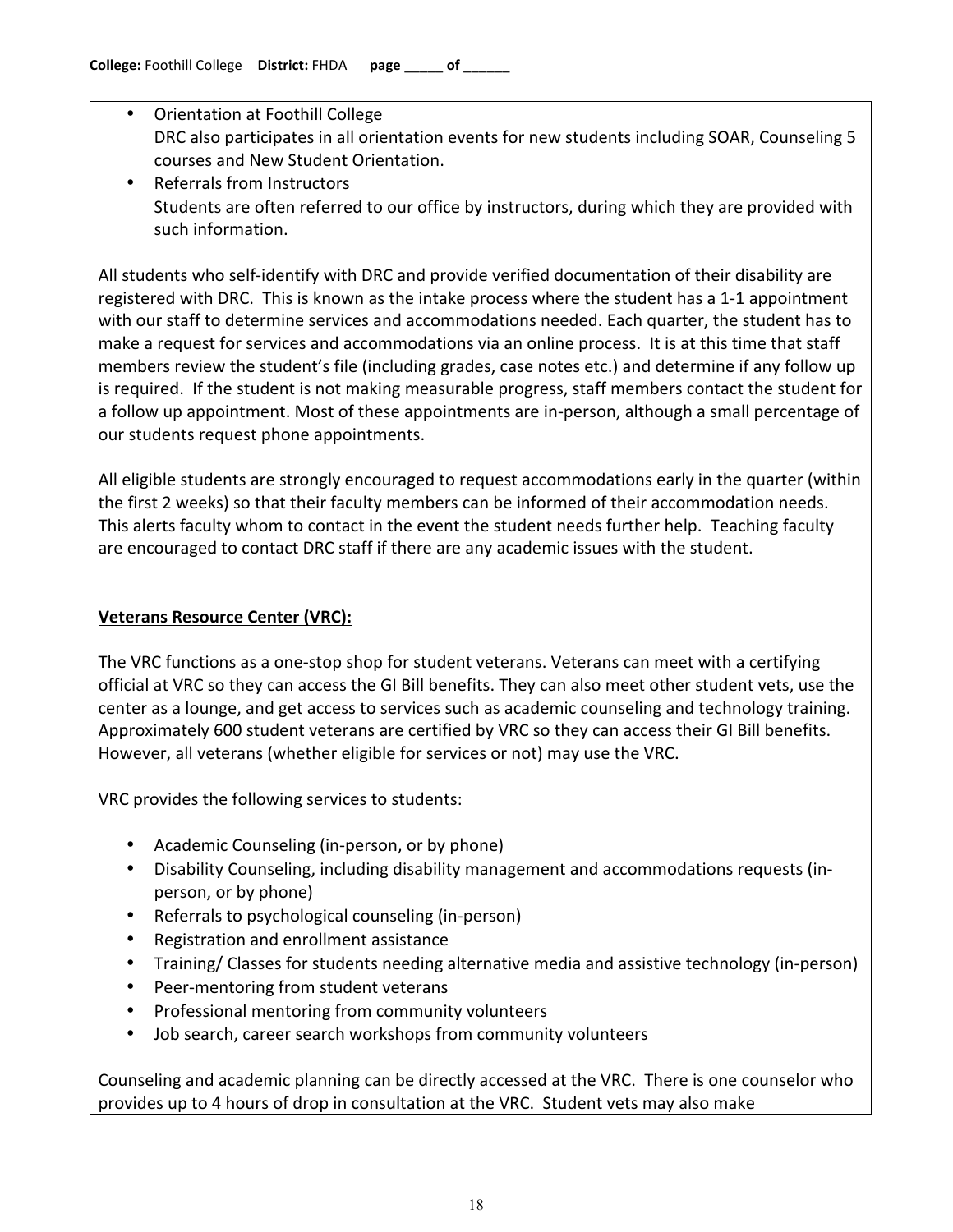- Orientation at Foothill College
  DRC also participates in all orientation events for new students including SOAR, Counseling 5 courses and New Student Orientation.
- Referrals from Instructors
  Students are often referred to our office by instructors, during which they are provided with such information.

All students who self-identify with DRC and provide verified documentation of their disability are registered with DRC. This is known as the intake process where the student has a 1-1 appointment with our staff to determine services and accommodations needed. Each quarter, the student has to make a request for services and accommodations via an online process. It is at this time that staff members review the student's file (including grades, case notes etc.) and determine if any follow up is required. If the student is not making measurable progress, staff members contact the student for a follow up appointment. Most of these appointments are in-person, although a small percentage of our students request phone appointments.

All eligible students are strongly encouraged to request accommodations early in the quarter (within the first 2 weeks) so that their faculty members can be informed of their accommodation needs. This alerts faculty whom to contact in the event the student needs further help. Teaching faculty are encouraged to contact DRC staff if there are any academic issues with the student.

**Veterans Resource Center (VRC):**

The VRC functions as a one-stop shop for student veterans. Veterans can meet with a certifying official at VRC so they can access the GI Bill benefits. They can also meet other student vets, use the center as a lounge, and get access to services such as academic counseling and technology training. Approximately 600 student veterans are certified by VRC so they can access their GI Bill benefits. However, all veterans (whether eligible for services or not) may use the VRC.

VRC provides the following services to students:

- Academic Counseling (in-person, or by phone)
- Disability Counseling, including disability management and accommodations requests (in-person, or by phone)
- Referrals to psychological counseling (in-person)
- Registration and enrollment assistance
- Training/ Classes for students needing alternative media and assistive technology (in-person)
- Peer-mentoring from student veterans
- Professional mentoring from community volunteers
- Job search, career search workshops from community volunteers

Counseling and academic planning can be directly accessed at the VRC. There is one counselor who provides up to 4 hours of drop in consultation at the VRC. Student vets may also make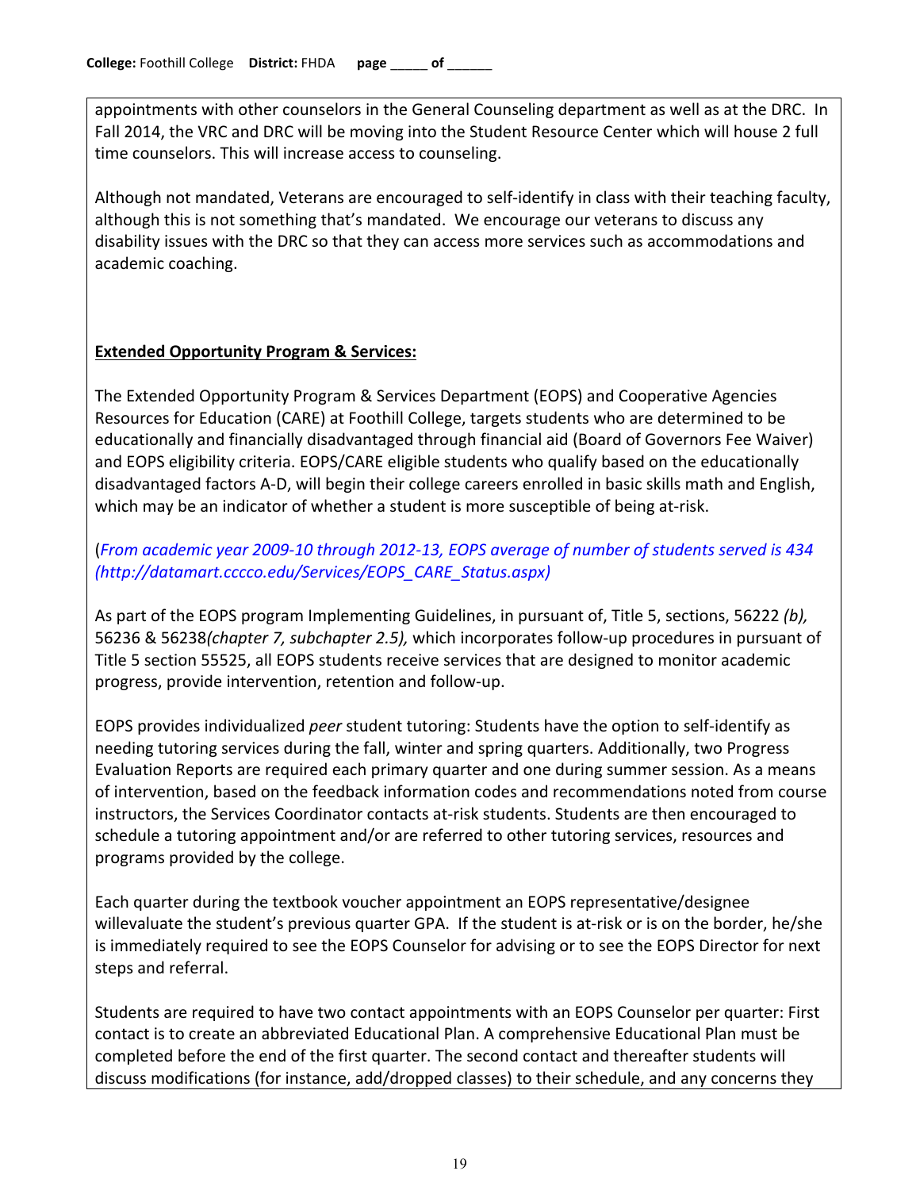appointments with other counselors in the General Counseling department as well as at the DRC. In Fall 2014, the VRC and DRC will be moving into the Student Resource Center which will house 2 full time counselors. This will increase access to counseling.

Although not mandated, Veterans are encouraged to self-identify in class with their teaching faculty, although this is not something that's mandated. We encourage our veterans to discuss any disability issues with the DRC so that they can access more services such as accommodations and academic coaching.

**Extended Opportunity Program & Services:**

The Extended Opportunity Program & Services Department (EOPS) and Cooperative Agencies Resources for Education (CARE) at Foothill College, targets students who are determined to be educationally and financially disadvantaged through financial aid (Board of Governors Fee Waiver) and EOPS eligibility criteria. EOPS/CARE eligible students who qualify based on the educationally disadvantaged factors A-D, will begin their college careers enrolled in basic skills math and English, which may be an indicator of whether a student is more susceptible of being at-risk.

(*From academic year 2009-10 through 2012-13, EOPS average of number of students served is 434 (http://datamart.cccco.edu/Services/EOPS_CARE_Status.aspx)*

As part of the EOPS program Implementing Guidelines, in pursuant of, Title 5, sections, 56222 *(b),* 56236 & 56238*(chapter 7, subchapter 2.5),* which incorporates follow-up procedures in pursuant of Title 5 section 55525, all EOPS students receive services that are designed to monitor academic progress, provide intervention, retention and follow-up.

EOPS provides individualized *peer* student tutoring: Students have the option to self-identify as needing tutoring services during the fall, winter and spring quarters. Additionally, two Progress Evaluation Reports are required each primary quarter and one during summer session. As a means of intervention, based on the feedback information codes and recommendations noted from course instructors, the Services Coordinator contacts at-risk students. Students are then encouraged to schedule a tutoring appointment and/or are referred to other tutoring services, resources and programs provided by the college.

Each quarter during the textbook voucher appointment an EOPS representative/designee willevaluate the student's previous quarter GPA. If the student is at-risk or is on the border, he/she is immediately required to see the EOPS Counselor for advising or to see the EOPS Director for next steps and referral.

Students are required to have two contact appointments with an EOPS Counselor per quarter: First contact is to create an abbreviated Educational Plan. A comprehensive Educational Plan must be completed before the end of the first quarter. The second contact and thereafter students will discuss modifications (for instance, add/dropped classes) to their schedule, and any concerns they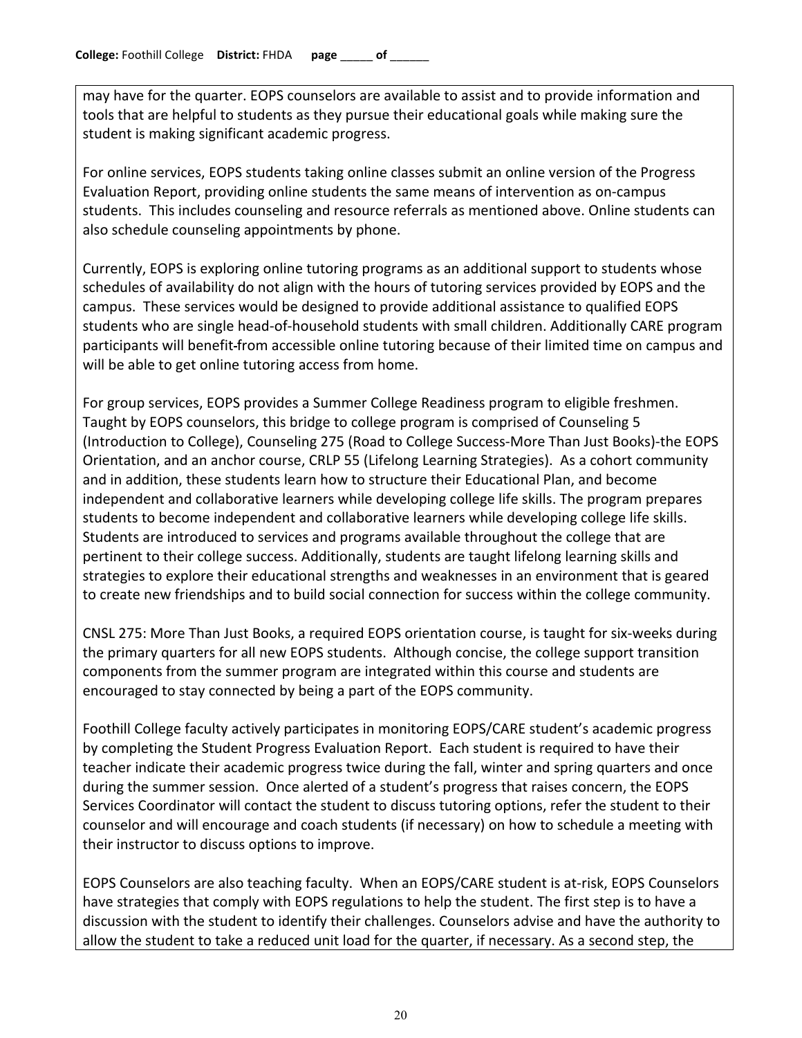may have for the quarter. EOPS counselors are available to assist and to provide information and tools that are helpful to students as they pursue their educational goals while making sure the student is making significant academic progress.

For online services, EOPS students taking online classes submit an online version of the Progress Evaluation Report, providing online students the same means of intervention as on-campus students. This includes counseling and resource referrals as mentioned above. Online students can also schedule counseling appointments by phone.

Currently, EOPS is exploring online tutoring programs as an additional support to students whose schedules of availability do not align with the hours of tutoring services provided by EOPS and the campus. These services would be designed to provide additional assistance to qualified EOPS students who are single head-of-household students with small children. Additionally CARE program participants will benefit-from accessible online tutoring because of their limited time on campus and will be able to get online tutoring access from home.

For group services, EOPS provides a Summer College Readiness program to eligible freshmen. Taught by EOPS counselors, this bridge to college program is comprised of Counseling 5 (Introduction to College), Counseling 275 (Road to College Success-More Than Just Books)-the EOPS Orientation, and an anchor course, CRLP 55 (Lifelong Learning Strategies). As a cohort community and in addition, these students learn how to structure their Educational Plan, and become independent and collaborative learners while developing college life skills. The program prepares students to become independent and collaborative learners while developing college life skills. Students are introduced to services and programs available throughout the college that are pertinent to their college success. Additionally, students are taught lifelong learning skills and strategies to explore their educational strengths and weaknesses in an environment that is geared to create new friendships and to build social connection for success within the college community.

CNSL 275: More Than Just Books, a required EOPS orientation course, is taught for six-weeks during the primary quarters for all new EOPS students. Although concise, the college support transition components from the summer program are integrated within this course and students are encouraged to stay connected by being a part of the EOPS community.

Foothill College faculty actively participates in monitoring EOPS/CARE student's academic progress by completing the Student Progress Evaluation Report. Each student is required to have their teacher indicate their academic progress twice during the fall, winter and spring quarters and once during the summer session. Once alerted of a student's progress that raises concern, the EOPS Services Coordinator will contact the student to discuss tutoring options, refer the student to their counselor and will encourage and coach students (if necessary) on how to schedule a meeting with their instructor to discuss options to improve.

EOPS Counselors are also teaching faculty. When an EOPS/CARE student is at-risk, EOPS Counselors have strategies that comply with EOPS regulations to help the student. The first step is to have a discussion with the student to identify their challenges. Counselors advise and have the authority to allow the student to take a reduced unit load for the quarter, if necessary. As a second step, the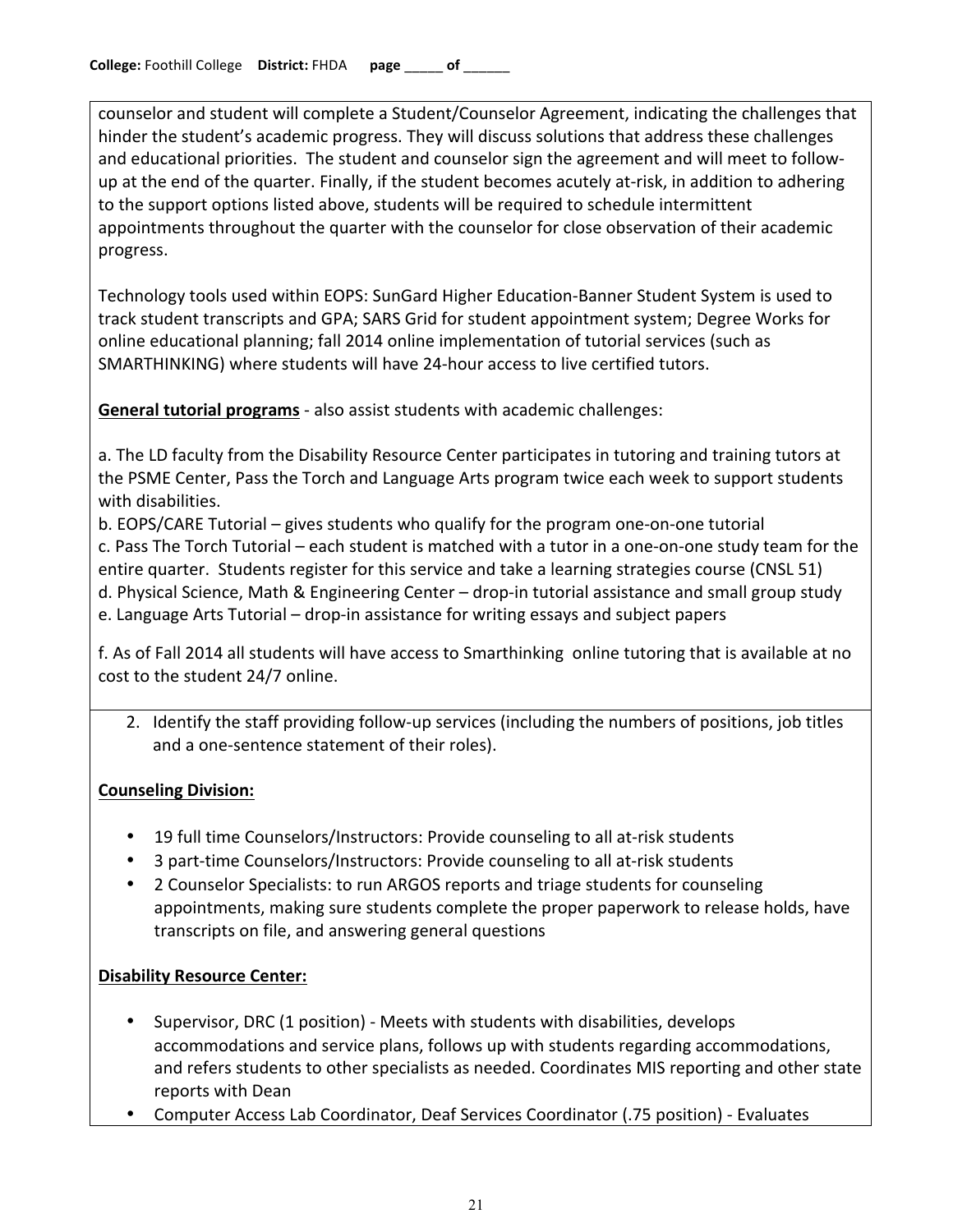counselor and student will complete a Student/Counselor Agreement, indicating the challenges that hinder the student's academic progress. They will discuss solutions that address these challenges and educational priorities. The student and counselor sign the agreement and will meet to follow-up at the end of the quarter. Finally, if the student becomes acutely at-risk, in addition to adhering to the support options listed above, students will be required to schedule intermittent appointments throughout the quarter with the counselor for close observation of their academic progress.

Technology tools used within EOPS: SunGard Higher Education-Banner Student System is used to track student transcripts and GPA; SARS Grid for student appointment system; Degree Works for online educational planning; fall 2014 online implementation of tutorial services (such as SMARTHINKING) where students will have 24-hour access to live certified tutors.

**General tutorial programs** - also assist students with academic challenges:

a. The LD faculty from the Disability Resource Center participates in tutoring and training tutors at the PSME Center, Pass the Torch and Language Arts program twice each week to support students with disabilities.
b. EOPS/CARE Tutorial – gives students who qualify for the program one-on-one tutorial
c. Pass The Torch Tutorial – each student is matched with a tutor in a one-on-one study team for the entire quarter. Students register for this service and take a learning strategies course (CNSL 51)
d. Physical Science, Math & Engineering Center – drop-in tutorial assistance and small group study
e. Language Arts Tutorial – drop-in assistance for writing essays and subject papers

f. As of Fall 2014 all students will have access to Smarthinking online tutoring that is available at no cost to the student 24/7 online.

2. Identify the staff providing follow-up services (including the numbers of positions, job titles and a one-sentence statement of their roles).

**Counseling Division:**

- 19 full time Counselors/Instructors: Provide counseling to all at-risk students
- 3 part-time Counselors/Instructors: Provide counseling to all at-risk students
- 2 Counselor Specialists: to run ARGOS reports and triage students for counseling appointments, making sure students complete the proper paperwork to release holds, have transcripts on file, and answering general questions

**Disability Resource Center:**

- Supervisor, DRC (1 position) - Meets with students with disabilities, develops accommodations and service plans, follows up with students regarding accommodations, and refers students to other specialists as needed. Coordinates MIS reporting and other state reports with Dean
- Computer Access Lab Coordinator, Deaf Services Coordinator (.75 position) - Evaluates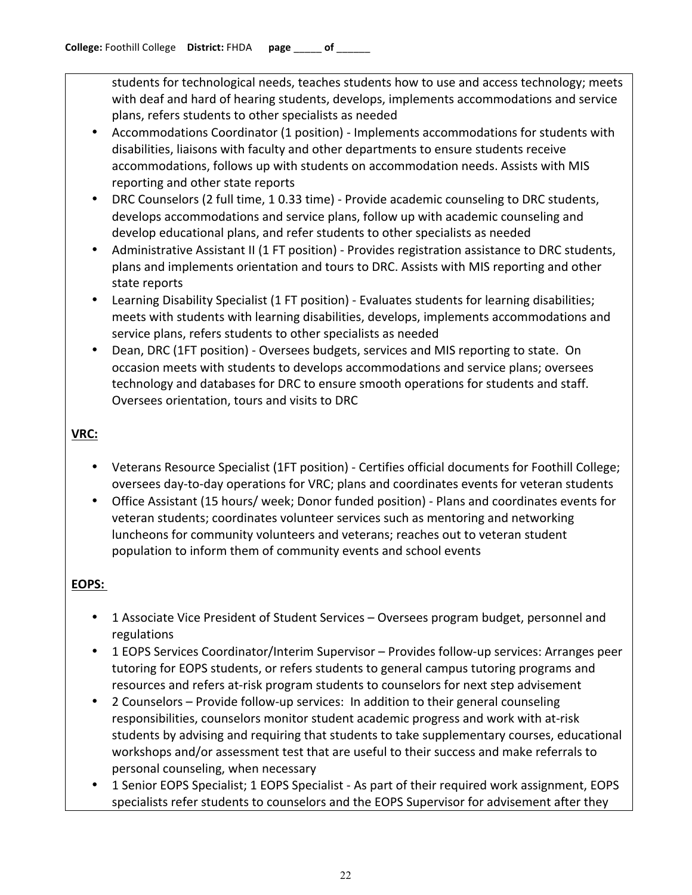students for technological needs, teaches students how to use and access technology; meets with deaf and hard of hearing students, develops, implements accommodations and service plans, refers students to other specialists as needed

- Accommodations Coordinator (1 position) - Implements accommodations for students with disabilities, liaisons with faculty and other departments to ensure students receive accommodations, follows up with students on accommodation needs. Assists with MIS reporting and other state reports
- DRC Counselors (2 full time, 1 0.33 time) - Provide academic counseling to DRC students, develops accommodations and service plans, follow up with academic counseling and develop educational plans, and refer students to other specialists as needed
- Administrative Assistant II (1 FT position) - Provides registration assistance to DRC students, plans and implements orientation and tours to DRC. Assists with MIS reporting and other state reports
- Learning Disability Specialist (1 FT position) - Evaluates students for learning disabilities; meets with students with learning disabilities, develops, implements accommodations and service plans, refers students to other specialists as needed
- Dean, DRC (1FT position) - Oversees budgets, services and MIS reporting to state. On occasion meets with students to develops accommodations and service plans; oversees technology and databases for DRC to ensure smooth operations for students and staff. Oversees orientation, tours and visits to DRC

**VRC:**

- Veterans Resource Specialist (1FT position) - Certifies official documents for Foothill College; oversees day-to-day operations for VRC; plans and coordinates events for veteran students
- Office Assistant (15 hours/ week; Donor funded position) - Plans and coordinates events for veteran students; coordinates volunteer services such as mentoring and networking luncheons for community volunteers and veterans; reaches out to veteran student population to inform them of community events and school events

**EOPS:**

- 1 Associate Vice President of Student Services – Oversees program budget, personnel and regulations
- 1 EOPS Services Coordinator/Interim Supervisor – Provides follow-up services: Arranges peer tutoring for EOPS students, or refers students to general campus tutoring programs and resources and refers at-risk program students to counselors for next step advisement
- 2 Counselors – Provide follow-up services: In addition to their general counseling responsibilities, counselors monitor student academic progress and work with at-risk students by advising and requiring that students to take supplementary courses, educational workshops and/or assessment test that are useful to their success and make referrals to personal counseling, when necessary
- 1 Senior EOPS Specialist; 1 EOPS Specialist - As part of their required work assignment, EOPS specialists refer students to counselors and the EOPS Supervisor for advisement after they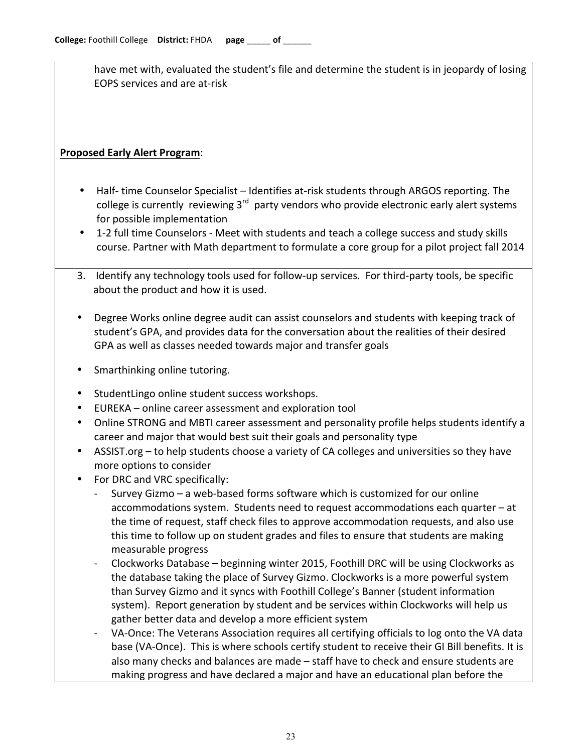have met with, evaluated the student's file and determine the student is in jeopardy of losing EOPS services and are at-risk

**Proposed Early Alert Program**:

- Half- time Counselor Specialist – Identifies at-risk students through ARGOS reporting. The college is currently reviewing 3rd party vendors who provide electronic early alert systems for possible implementation
- 1-2 full time Counselors - Meet with students and teach a college success and study skills course. Partner with Math department to formulate a core group for a pilot project fall 2014

3. Identify any technology tools used for follow-up services. For third-party tools, be specific about the product and how it is used.

- Degree Works online degree audit can assist counselors and students with keeping track of student's GPA, and provides data for the conversation about the realities of their desired GPA as well as classes needed towards major and transfer goals
- Smarthinking online tutoring.
- StudentLingo online student success workshops.
- EUREKA – online career assessment and exploration tool
- Online STRONG and MBTI career assessment and personality profile helps students identify a career and major that would best suit their goals and personality type
- ASSIST.org – to help students choose a variety of CA colleges and universities so they have more options to consider
- For DRC and VRC specifically:
    - Survey Gizmo – a web-based forms software which is customized for our online accommodations system. Students need to request accommodations each quarter – at the time of request, staff check files to approve accommodation requests, and also use this time to follow up on student grades and files to ensure that students are making measurable progress
    - Clockworks Database – beginning winter 2015, Foothill DRC will be using Clockworks as the database taking the place of Survey Gizmo. Clockworks is a more powerful system than Survey Gizmo and it syncs with Foothill College's Banner (student information system). Report generation by student and be services within Clockworks will help us gather better data and develop a more efficient system
    - VA-Once: The Veterans Association requires all certifying officials to log onto the VA data base (VA-Once). This is where schools certify student to receive their GI Bill benefits. It is also many checks and balances are made – staff have to check and ensure students are making progress and have declared a major and have an educational plan before the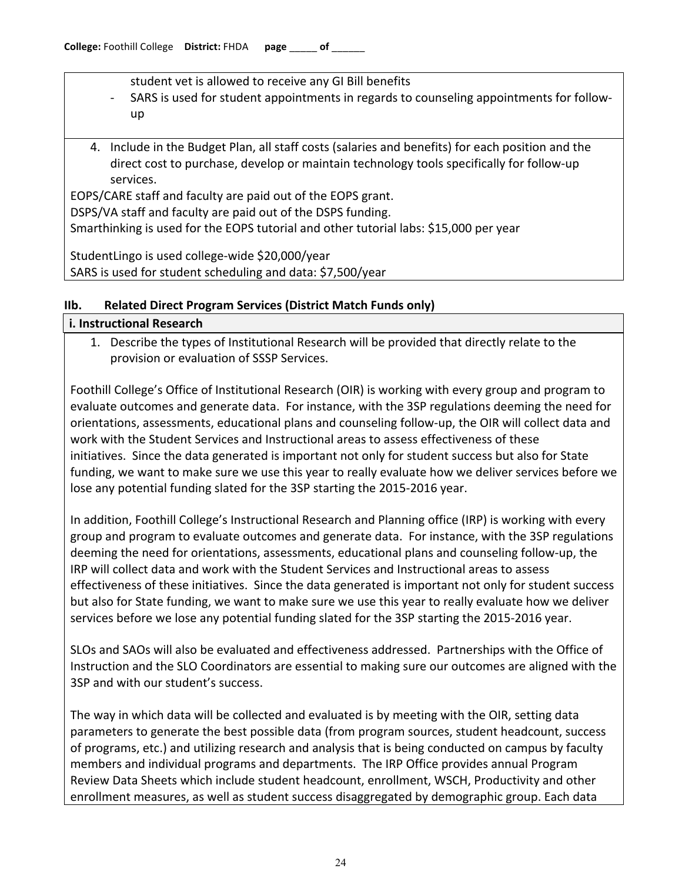student vet is allowed to receive any GI Bill benefits

- SARS is used for student appointments in regards to counseling appointments for follow-up

4. Include in the Budget Plan, all staff costs (salaries and benefits) for each position and the direct cost to purchase, develop or maintain technology tools specifically for follow-up services.

EOPS/CARE staff and faculty are paid out of the EOPS grant.
DSPS/VA staff and faculty are paid out of the DSPS funding.
Smarthinking is used for the EOPS tutorial and other tutorial labs: $15,000 per year

StudentLingo is used college-wide $20,000/year
SARS is used for student scheduling and data: $7,500/year

### IIb. Related Direct Program Services (District Match Funds only)

**i. Instructional Research**

1. Describe the types of Institutional Research will be provided that directly relate to the provision or evaluation of SSSP Services.

Foothill College's Office of Institutional Research (OIR) is working with every group and program to evaluate outcomes and generate data. For instance, with the 3SP regulations deeming the need for orientations, assessments, educational plans and counseling follow-up, the OIR will collect data and work with the Student Services and Instructional areas to assess effectiveness of these initiatives. Since the data generated is important not only for student success but also for State funding, we want to make sure we use this year to really evaluate how we deliver services before we lose any potential funding slated for the 3SP starting the 2015-2016 year.

In addition, Foothill College's Instructional Research and Planning office (IRP) is working with every group and program to evaluate outcomes and generate data. For instance, with the 3SP regulations deeming the need for orientations, assessments, educational plans and counseling follow-up, the IRP will collect data and work with the Student Services and Instructional areas to assess effectiveness of these initiatives. Since the data generated is important not only for student success but also for State funding, we want to make sure we use this year to really evaluate how we deliver services before we lose any potential funding slated for the 3SP starting the 2015-2016 year.

SLOs and SAOs will also be evaluated and effectiveness addressed. Partnerships with the Office of Instruction and the SLO Coordinators are essential to making sure our outcomes are aligned with the 3SP and with our student's success.

The way in which data will be collected and evaluated is by meeting with the OIR, setting data parameters to generate the best possible data (from program sources, student headcount, success of programs, etc.) and utilizing research and analysis that is being conducted on campus by faculty members and individual programs and departments. The IRP Office provides annual Program Review Data Sheets which include student headcount, enrollment, WSCH, Productivity and other enrollment measures, as well as student success disaggregated by demographic group. Each data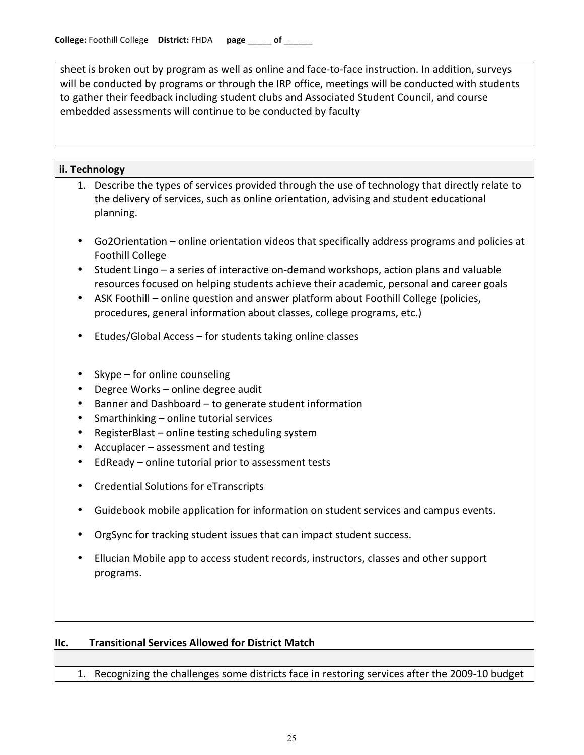sheet is broken out by program as well as online and face-to-face instruction. In addition, surveys will be conducted by programs or through the IRP office, meetings will be conducted with students to gather their feedback including student clubs and Associated Student Council, and course embedded assessments will continue to be conducted by faculty

**ii. Technology**

1. Describe the types of services provided through the use of technology that directly relate to the delivery of services, such as online orientation, advising and student educational planning.

- Go2Orientation – online orientation videos that specifically address programs and policies at Foothill College
- Student Lingo – a series of interactive on-demand workshops, action plans and valuable resources focused on helping students achieve their academic, personal and career goals
- ASK Foothill – online question and answer platform about Foothill College (policies, procedures, general information about classes, college programs, etc.)
- Etudes/Global Access – for students taking online classes
- Skype – for online counseling
- Degree Works – online degree audit
- Banner and Dashboard – to generate student information
- Smarthinking – online tutorial services
- RegisterBlast – online testing scheduling system
- Accuplacer – assessment and testing
- EdReady – online tutorial prior to assessment tests
- Credential Solutions for eTranscripts
- Guidebook mobile application for information on student services and campus events.
- OrgSync for tracking student issues that can impact student success.
- Ellucian Mobile app to access student records, instructors, classes and other support programs.

**IIc. Transitional Services Allowed for District Match**

1. Recognizing the challenges some districts face in restoring services after the 2009-10 budget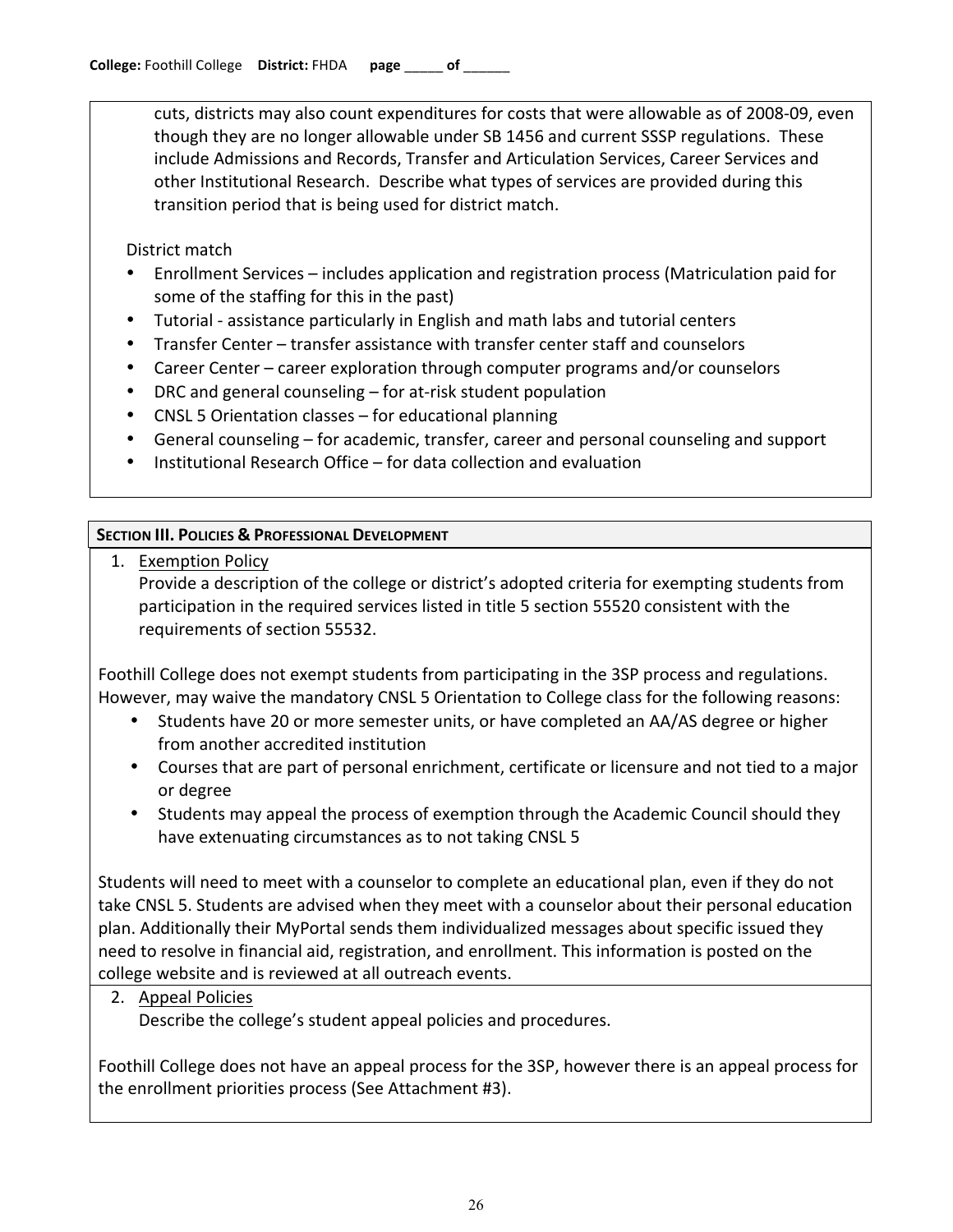cuts, districts may also count expenditures for costs that were allowable as of 2008-09, even though they are no longer allowable under SB 1456 and current SSSP regulations. These include Admissions and Records, Transfer and Articulation Services, Career Services and other Institutional Research. Describe what types of services are provided during this transition period that is being used for district match.

District match

- Enrollment Services – includes application and registration process (Matriculation paid for some of the staffing for this in the past)
- Tutorial - assistance particularly in English and math labs and tutorial centers
- Transfer Center – transfer assistance with transfer center staff and counselors
- Career Center – career exploration through computer programs and/or counselors
- DRC and general counseling – for at-risk student population
- CNSL 5 Orientation classes – for educational planning
- General counseling – for academic, transfer, career and personal counseling and support
- Institutional Research Office – for data collection and evaluation

## SECTION III. POLICIES & PROFESSIONAL DEVELOPMENT

1. Exemption Policy
   Provide a description of the college or district's adopted criteria for exempting students from participation in the required services listed in title 5 section 55520 consistent with the requirements of section 55532.

Foothill College does not exempt students from participating in the 3SP process and regulations. However, may waive the mandatory CNSL 5 Orientation to College class for the following reasons:

- Students have 20 or more semester units, or have completed an AA/AS degree or higher from another accredited institution
- Courses that are part of personal enrichment, certificate or licensure and not tied to a major or degree
- Students may appeal the process of exemption through the Academic Council should they have extenuating circumstances as to not taking CNSL 5

Students will need to meet with a counselor to complete an educational plan, even if they do not take CNSL 5. Students are advised when they meet with a counselor about their personal education plan. Additionally their MyPortal sends them individualized messages about specific issued they need to resolve in financial aid, registration, and enrollment. This information is posted on the college website and is reviewed at all outreach events.

2. Appeal Policies
   Describe the college's student appeal policies and procedures.

Foothill College does not have an appeal process for the 3SP, however there is an appeal process for the enrollment priorities process (See Attachment #3).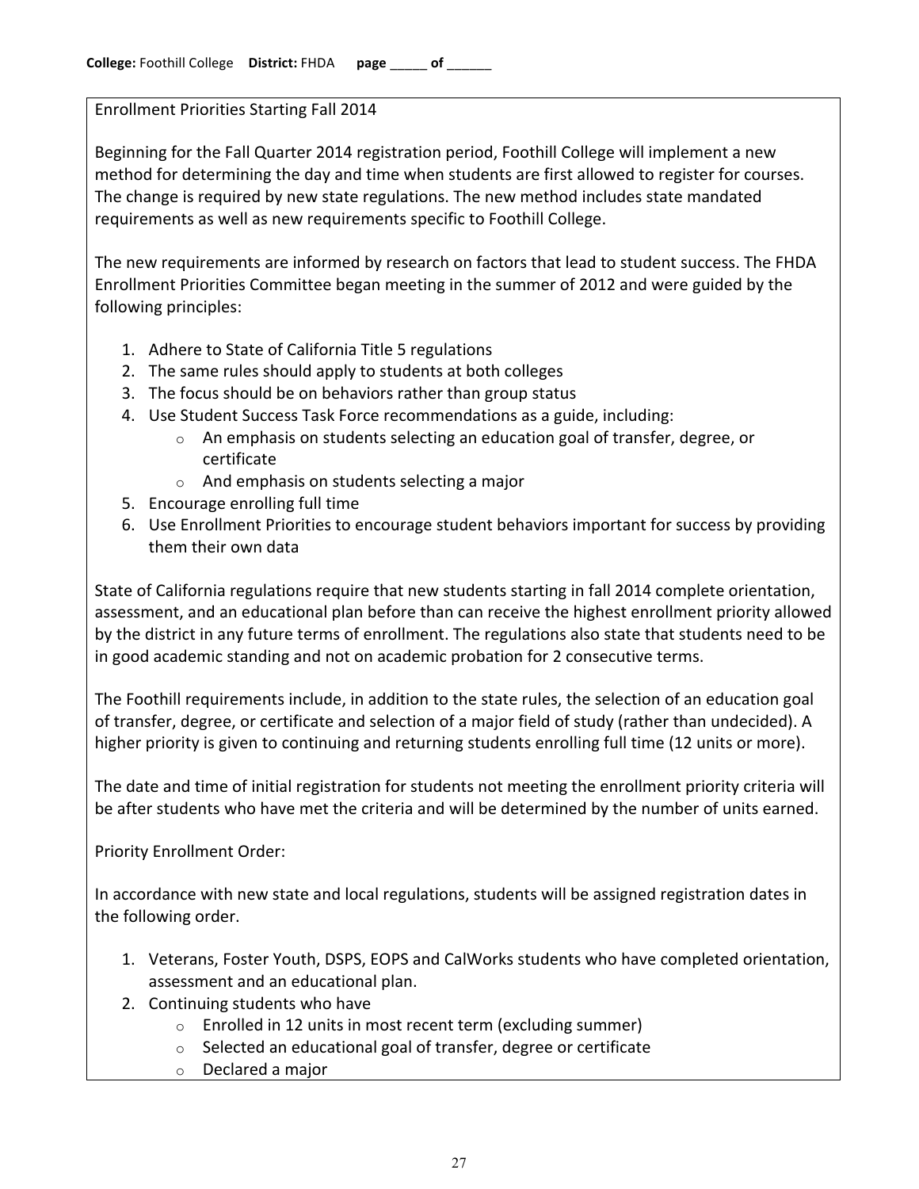**College:** Foothill College **District:** FHDA **page** _____ **of** ______

Enrollment Priorities Starting Fall 2014

Beginning for the Fall Quarter 2014 registration period, Foothill College will implement a new method for determining the day and time when students are first allowed to register for courses. The change is required by new state regulations. The new method includes state mandated requirements as well as new requirements specific to Foothill College.

The new requirements are informed by research on factors that lead to student success. The FHDA Enrollment Priorities Committee began meeting in the summer of 2012 and were guided by the following principles:

1. Adhere to State of California Title 5 regulations
2. The same rules should apply to students at both colleges
3. The focus should be on behaviors rather than group status
4. Use Student Success Task Force recommendations as a guide, including:
   - An emphasis on students selecting an education goal of transfer, degree, or certificate
   - And emphasis on students selecting a major
5. Encourage enrolling full time
6. Use Enrollment Priorities to encourage student behaviors important for success by providing them their own data

State of California regulations require that new students starting in fall 2014 complete orientation, assessment, and an educational plan before than can receive the highest enrollment priority allowed by the district in any future terms of enrollment. The regulations also state that students need to be in good academic standing and not on academic probation for 2 consecutive terms.

The Foothill requirements include, in addition to the state rules, the selection of an education goal of transfer, degree, or certificate and selection of a major field of study (rather than undecided). A higher priority is given to continuing and returning students enrolling full time (12 units or more).

The date and time of initial registration for students not meeting the enrollment priority criteria will be after students who have met the criteria and will be determined by the number of units earned.

Priority Enrollment Order:

In accordance with new state and local regulations, students will be assigned registration dates in the following order.

1. Veterans, Foster Youth, DSPS, EOPS and CalWorks students who have completed orientation, assessment and an educational plan.
2. Continuing students who have
   - Enrolled in 12 units in most recent term (excluding summer)
   - Selected an educational goal of transfer, degree or certificate
   - Declared a major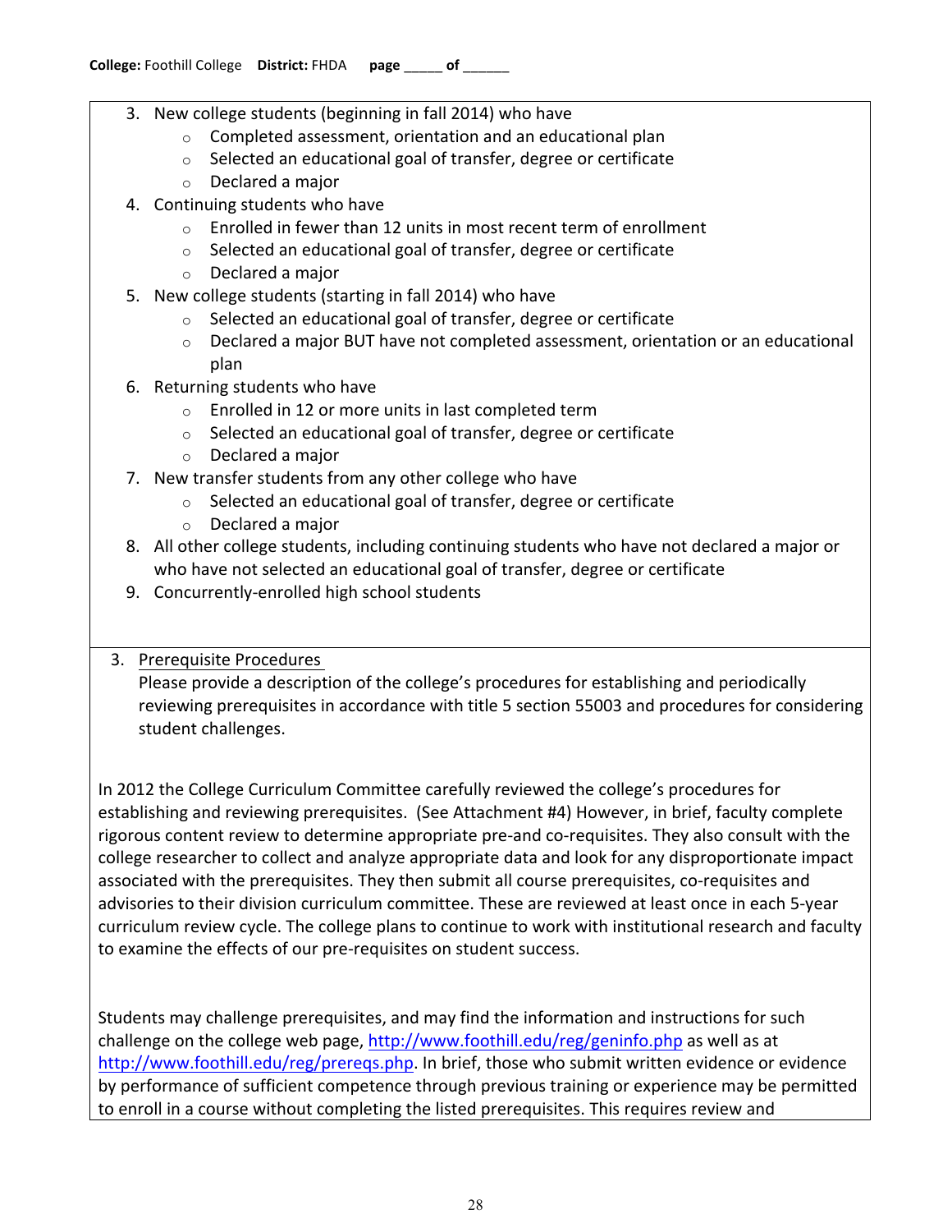3. New college students (beginning in fall 2014) who have
   - Completed assessment, orientation and an educational plan
   - Selected an educational goal of transfer, degree or certificate
   - Declared a major
4. Continuing students who have
   - Enrolled in fewer than 12 units in most recent term of enrollment
   - Selected an educational goal of transfer, degree or certificate
   - Declared a major
5. New college students (starting in fall 2014) who have
   - Selected an educational goal of transfer, degree or certificate
   - Declared a major BUT have not completed assessment, orientation or an educational plan
6. Returning students who have
   - Enrolled in 12 or more units in last completed term
   - Selected an educational goal of transfer, degree or certificate
   - Declared a major
7. New transfer students from any other college who have
   - Selected an educational goal of transfer, degree or certificate
   - Declared a major
8. All other college students, including continuing students who have not declared a major or who have not selected an educational goal of transfer, degree or certificate
9. Concurrently-enrolled high school students

3. Prerequisite Procedures
   Please provide a description of the college's procedures for establishing and periodically reviewing prerequisites in accordance with title 5 section 55003 and procedures for considering student challenges.

In 2012 the College Curriculum Committee carefully reviewed the college's procedures for establishing and reviewing prerequisites. (See Attachment #4) However, in brief, faculty complete rigorous content review to determine appropriate pre-and co-requisites. They also consult with the college researcher to collect and analyze appropriate data and look for any disproportionate impact associated with the prerequisites. They then submit all course prerequisites, co-requisites and advisories to their division curriculum committee. These are reviewed at least once in each 5-year curriculum review cycle. The college plans to continue to work with institutional research and faculty to examine the effects of our pre-requisites on student success.

Students may challenge prerequisites, and may find the information and instructions for such challenge on the college web page, http://www.foothill.edu/reg/geninfo.php as well as at http://www.foothill.edu/reg/prereqs.php. In brief, those who submit written evidence or evidence by performance of sufficient competence through previous training or experience may be permitted to enroll in a course without completing the listed prerequisites. This requires review and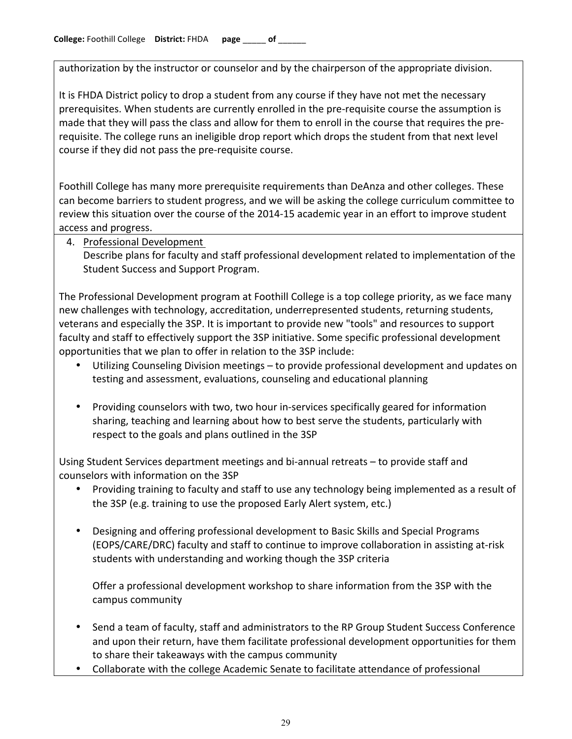authorization by the instructor or counselor and by the chairperson of the appropriate division.

It is FHDA District policy to drop a student from any course if they have not met the necessary prerequisites. When students are currently enrolled in the pre-requisite course the assumption is made that they will pass the class and allow for them to enroll in the course that requires the pre-requisite. The college runs an ineligible drop report which drops the student from that next level course if they did not pass the pre-requisite course.

Foothill College has many more prerequisite requirements than DeAnza and other colleges. These can become barriers to student progress, and we will be asking the college curriculum committee to review this situation over the course of the 2014-15 academic year in an effort to improve student access and progress.

4. Professional Development
   Describe plans for faculty and staff professional development related to implementation of the Student Success and Support Program.

The Professional Development program at Foothill College is a top college priority, as we face many new challenges with technology, accreditation, underrepresented students, returning students, veterans and especially the 3SP. It is important to provide new "tools" and resources to support faculty and staff to effectively support the 3SP initiative. Some specific professional development opportunities that we plan to offer in relation to the 3SP include:

- Utilizing Counseling Division meetings – to provide professional development and updates on testing and assessment, evaluations, counseling and educational planning

- Providing counselors with two, two hour in-services specifically geared for information sharing, teaching and learning about how to best serve the students, particularly with respect to the goals and plans outlined in the 3SP

Using Student Services department meetings and bi-annual retreats – to provide staff and counselors with information on the 3SP

- Providing training to faculty and staff to use any technology being implemented as a result of the 3SP (e.g. training to use the proposed Early Alert system, etc.)

- Designing and offering professional development to Basic Skills and Special Programs (EOPS/CARE/DRC) faculty and staff to continue to improve collaboration in assisting at-risk students with understanding and working though the 3SP criteria

  Offer a professional development workshop to share information from the 3SP with the campus community

- Send a team of faculty, staff and administrators to the RP Group Student Success Conference and upon their return, have them facilitate professional development opportunities for them to share their takeaways with the campus community
- Collaborate with the college Academic Senate to facilitate attendance of professional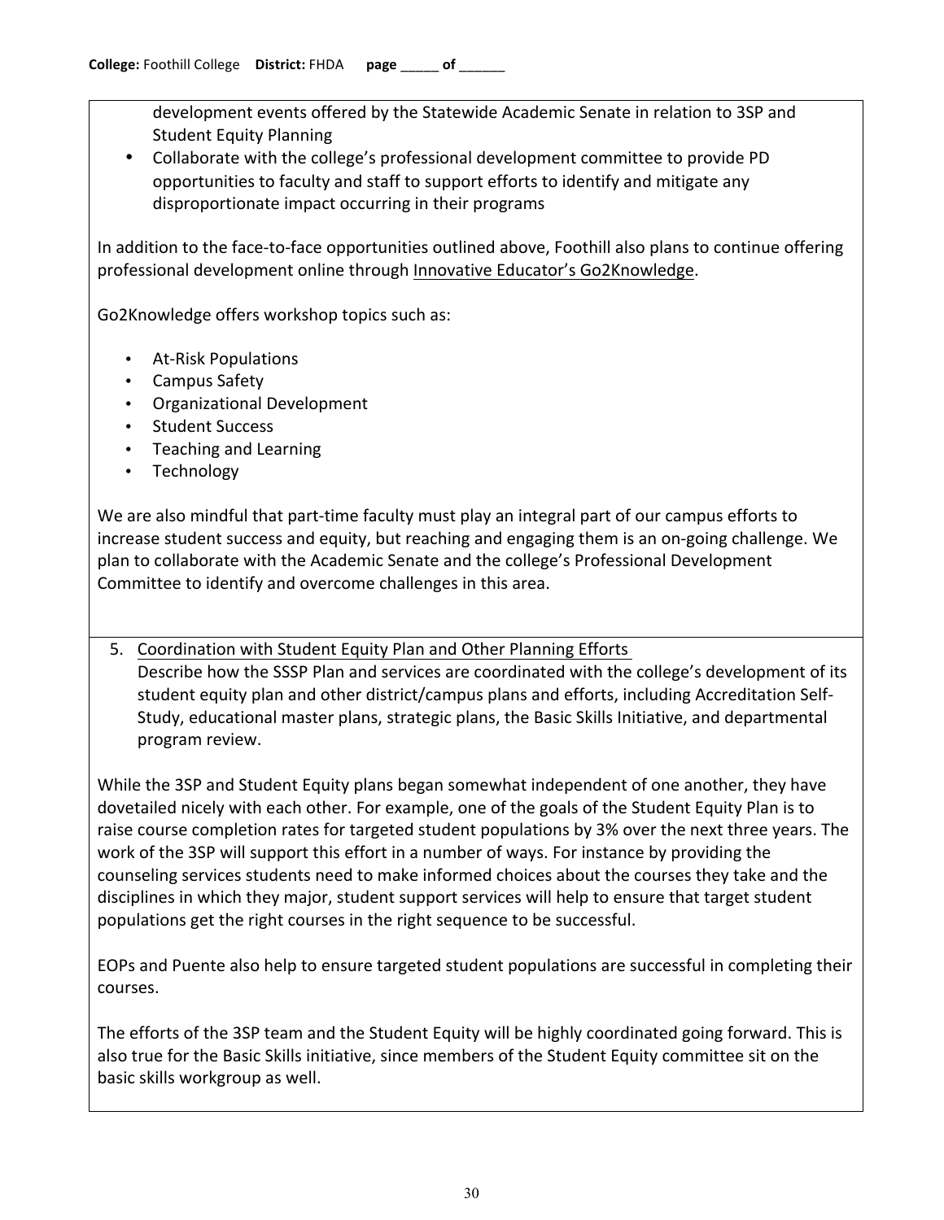development events offered by the Statewide Academic Senate in relation to 3SP and Student Equity Planning

- Collaborate with the college's professional development committee to provide PD opportunities to faculty and staff to support efforts to identify and mitigate any disproportionate impact occurring in their programs

In addition to the face-to-face opportunities outlined above, Foothill also plans to continue offering professional development online through Innovative Educator's Go2Knowledge.

Go2Knowledge offers workshop topics such as:

- At-Risk Populations
- Campus Safety
- Organizational Development
- Student Success
- Teaching and Learning
- Technology

We are also mindful that part-time faculty must play an integral part of our campus efforts to increase student success and equity, but reaching and engaging them is an on-going challenge. We plan to collaborate with the Academic Senate and the college's Professional Development Committee to identify and overcome challenges in this area.

5. Coordination with Student Equity Plan and Other Planning Efforts
   Describe how the SSSP Plan and services are coordinated with the college's development of its student equity plan and other district/campus plans and efforts, including Accreditation Self-Study, educational master plans, strategic plans, the Basic Skills Initiative, and departmental program review.

While the 3SP and Student Equity plans began somewhat independent of one another, they have dovetailed nicely with each other. For example, one of the goals of the Student Equity Plan is to raise course completion rates for targeted student populations by 3% over the next three years. The work of the 3SP will support this effort in a number of ways. For instance by providing the counseling services students need to make informed choices about the courses they take and the disciplines in which they major, student support services will help to ensure that target student populations get the right courses in the right sequence to be successful.

EOPs and Puente also help to ensure targeted student populations are successful in completing their courses.

The efforts of the 3SP team and the Student Equity will be highly coordinated going forward. This is also true for the Basic Skills initiative, since members of the Student Equity committee sit on the basic skills workgroup as well.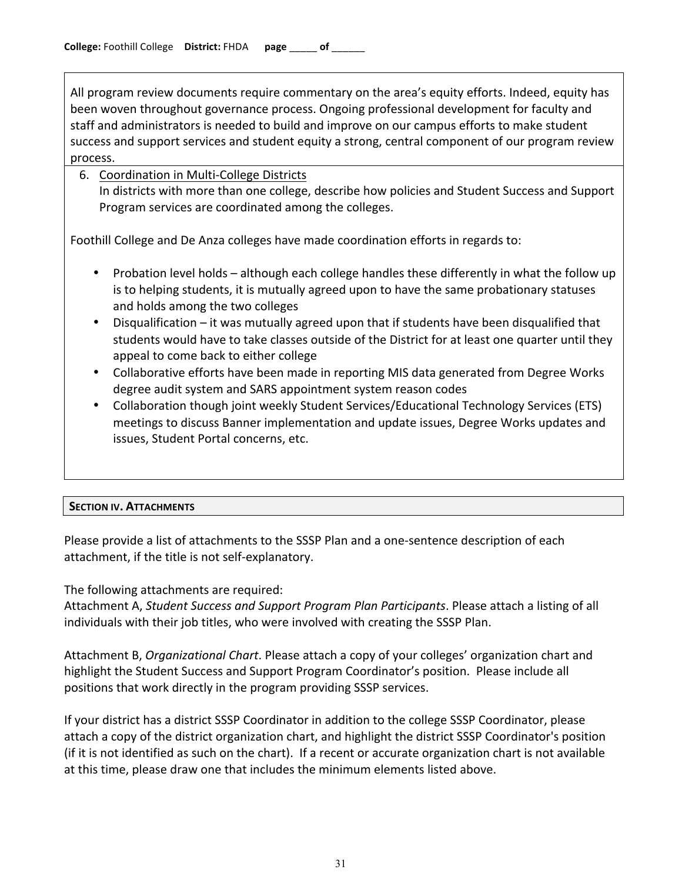All program review documents require commentary on the area's equity efforts. Indeed, equity has been woven throughout governance process. Ongoing professional development for faculty and staff and administrators is needed to build and improve on our campus efforts to make student success and support services and student equity a strong, central component of our program review process.

6. Coordination in Multi-College Districts
   In districts with more than one college, describe how policies and Student Success and Support Program services are coordinated among the colleges.

Foothill College and De Anza colleges have made coordination efforts in regards to:

- Probation level holds – although each college handles these differently in what the follow up is to helping students, it is mutually agreed upon to have the same probationary statuses and holds among the two colleges
- Disqualification – it was mutually agreed upon that if students have been disqualified that students would have to take classes outside of the District for at least one quarter until they appeal to come back to either college
- Collaborative efforts have been made in reporting MIS data generated from Degree Works degree audit system and SARS appointment system reason codes
- Collaboration though joint weekly Student Services/Educational Technology Services (ETS) meetings to discuss Banner implementation and update issues, Degree Works updates and issues, Student Portal concerns, etc.

## SECTION IV. ATTACHMENTS

Please provide a list of attachments to the SSSP Plan and a one-sentence description of each attachment, if the title is not self-explanatory.

The following attachments are required:
Attachment A, *Student Success and Support Program Plan Participants*. Please attach a listing of all individuals with their job titles, who were involved with creating the SSSP Plan.

Attachment B, *Organizational Chart*. Please attach a copy of your colleges' organization chart and highlight the Student Success and Support Program Coordinator's position. Please include all positions that work directly in the program providing SSSP services.

If your district has a district SSSP Coordinator in addition to the college SSSP Coordinator, please attach a copy of the district organization chart, and highlight the district SSSP Coordinator's position (if it is not identified as such on the chart). If a recent or accurate organization chart is not available at this time, please draw one that includes the minimum elements listed above.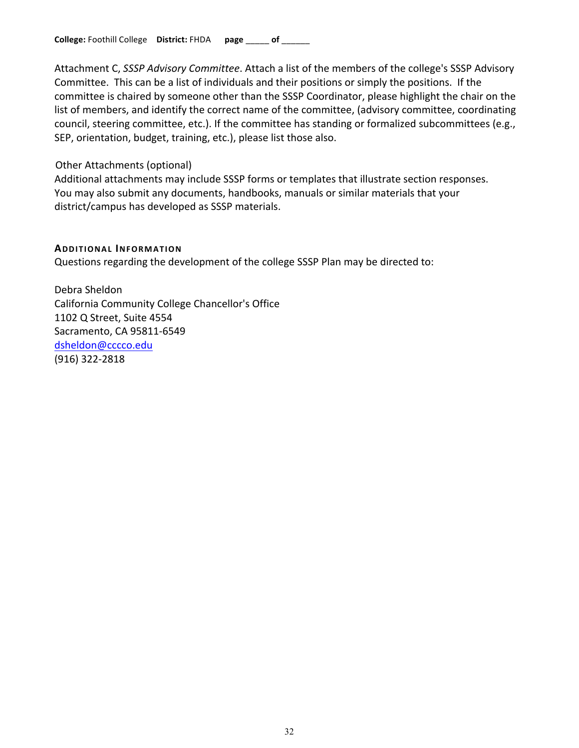Attachment C, *SSSP Advisory Committee*. Attach a list of the members of the college's SSSP Advisory Committee. This can be a list of individuals and their positions or simply the positions. If the committee is chaired by someone other than the SSSP Coordinator, please highlight the chair on the list of members, and identify the correct name of the committee, (advisory committee, coordinating council, steering committee, etc.). If the committee has standing or formalized subcommittees (e.g., SEP, orientation, budget, training, etc.), please list those also.

Other Attachments (optional)
Additional attachments may include SSSP forms or templates that illustrate section responses. You may also submit any documents, handbooks, manuals or similar materials that your district/campus has developed as SSSP materials.

## Additional Information

Questions regarding the development of the college SSSP Plan may be directed to:

Debra Sheldon
California Community College Chancellor's Office
1102 Q Street, Suite 4554
Sacramento, CA 95811-6549
dsheldon@cccco.edu
(916) 322-2818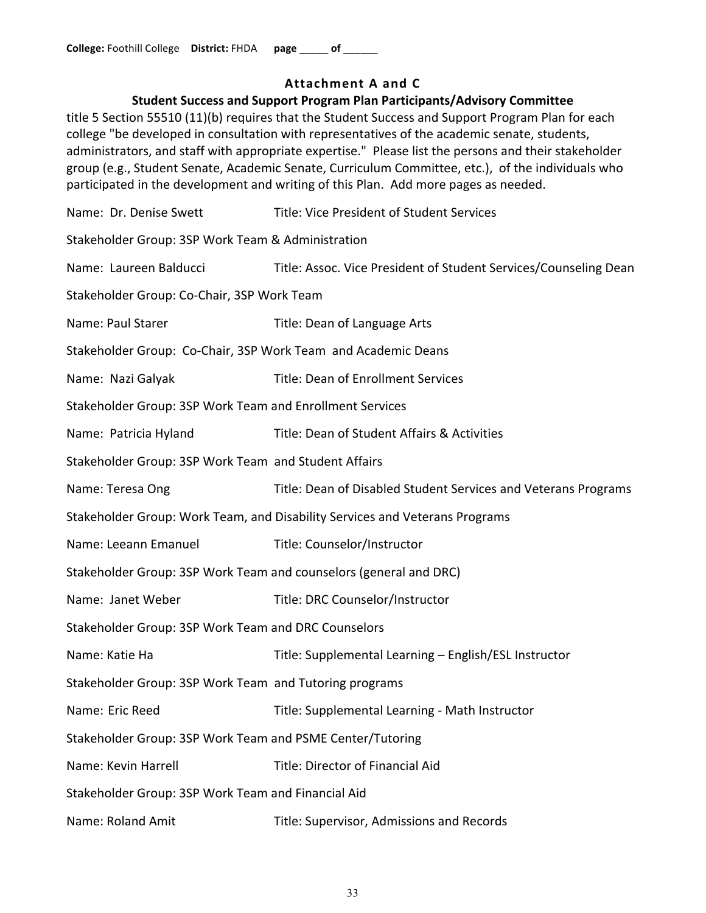## Attachment A and C

### Student Success and Support Program Plan Participants/Advisory Committee

title 5 Section 55510 (11)(b) requires that the Student Success and Support Program Plan for each college "be developed in consultation with representatives of the academic senate, students, administrators, and staff with appropriate expertise." Please list the persons and their stakeholder group (e.g., Student Senate, Academic Senate, Curriculum Committee, etc.), of the individuals who participated in the development and writing of this Plan. Add more pages as needed.

Name: Dr. Denise Swett — Title: Vice President of Student Services

Stakeholder Group: 3SP Work Team & Administration

Name: Laureen Balducci — Title: Assoc. Vice President of Student Services/Counseling Dean

Stakeholder Group: Co-Chair, 3SP Work Team

Name: Paul Starer — Title: Dean of Language Arts

Stakeholder Group: Co-Chair, 3SP Work Team and Academic Deans

Name: Nazi Galyak — Title: Dean of Enrollment Services

Stakeholder Group: 3SP Work Team and Enrollment Services

Name: Patricia Hyland — Title: Dean of Student Affairs & Activities

Stakeholder Group: 3SP Work Team and Student Affairs

Name: Teresa Ong — Title: Dean of Disabled Student Services and Veterans Programs

Stakeholder Group: Work Team, and Disability Services and Veterans Programs

Name: Leeann Emanuel — Title: Counselor/Instructor

Stakeholder Group: 3SP Work Team and counselors (general and DRC)

Name: Janet Weber — Title: DRC Counselor/Instructor

Stakeholder Group: 3SP Work Team and DRC Counselors

Name: Katie Ha — Title: Supplemental Learning – English/ESL Instructor

Stakeholder Group: 3SP Work Team and Tutoring programs

Name: Eric Reed — Title: Supplemental Learning - Math Instructor

Stakeholder Group: 3SP Work Team and PSME Center/Tutoring

Name: Kevin Harrell — Title: Director of Financial Aid

Stakeholder Group: 3SP Work Team and Financial Aid

Name: Roland Amit — Title: Supervisor, Admissions and Records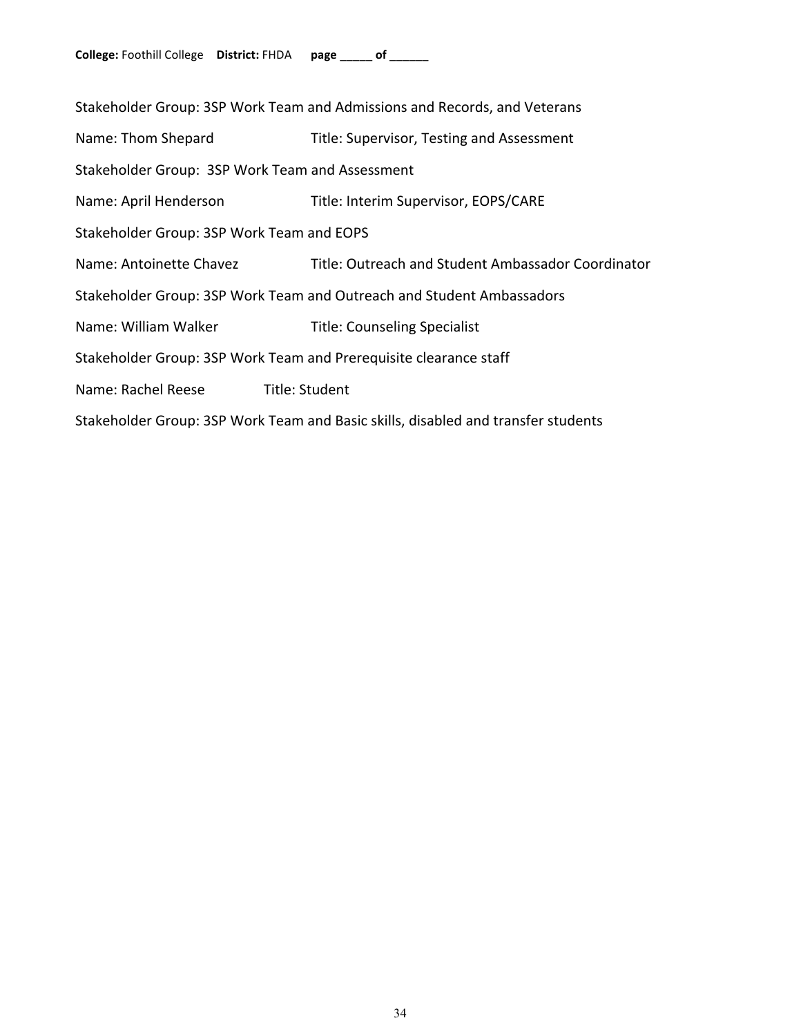Stakeholder Group: 3SP Work Team and Admissions and Records, and Veterans

Name: Thom Shepard Title: Supervisor, Testing and Assessment

Stakeholder Group: 3SP Work Team and Assessment

Name: April Henderson Title: Interim Supervisor, EOPS/CARE

Stakeholder Group: 3SP Work Team and EOPS

Name: Antoinette Chavez Title: Outreach and Student Ambassador Coordinator

Stakeholder Group: 3SP Work Team and Outreach and Student Ambassadors

Name: William Walker Title: Counseling Specialist

Stakeholder Group: 3SP Work Team and Prerequisite clearance staff

Name: Rachel Reese Title: Student

Stakeholder Group: 3SP Work Team and Basic skills, disabled and transfer students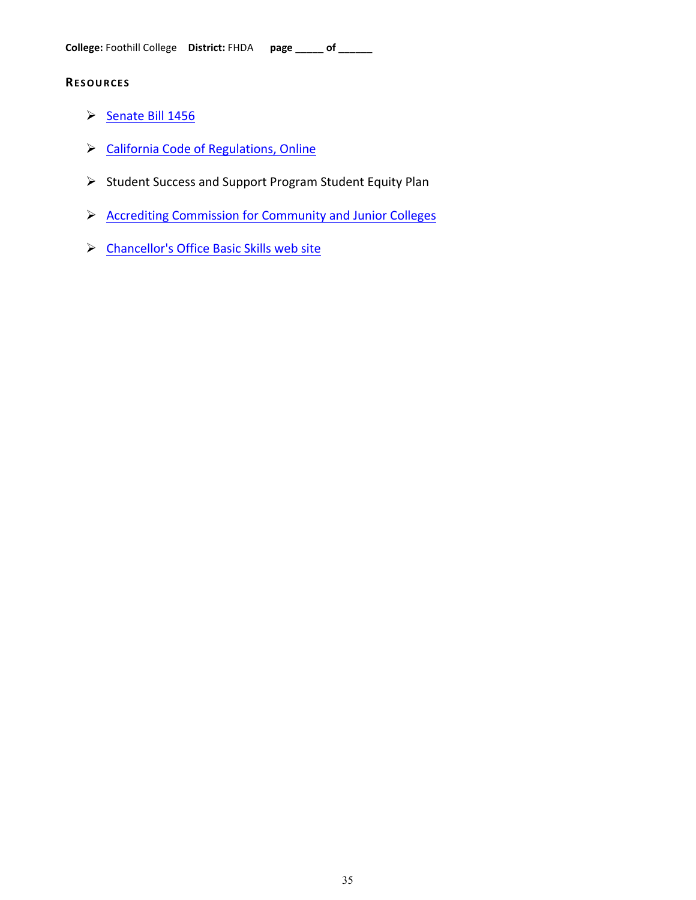## RESOURCES

- Senate Bill 1456
- California Code of Regulations, Online
- Student Success and Support Program Student Equity Plan
- Accrediting Commission for Community and Junior Colleges
- Chancellor's Office Basic Skills web site